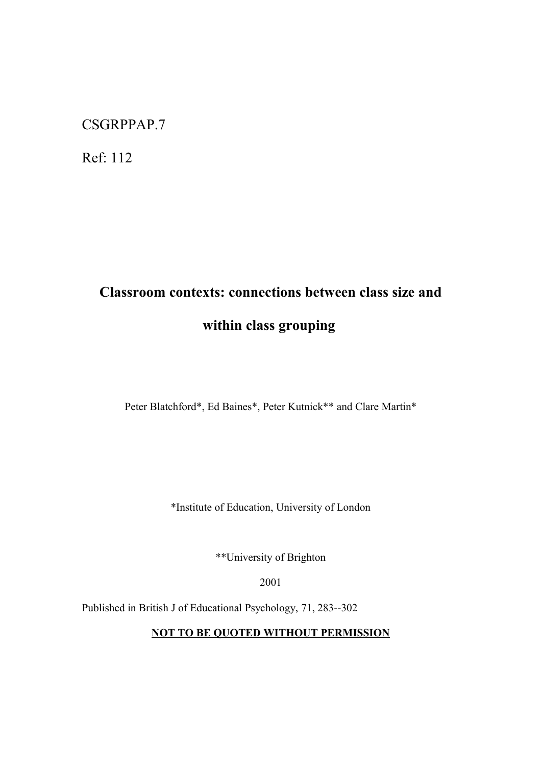CSGRPPAP.7

Ref: 112

# Classroom contexts: connections between class size and within class grouping

Peter Blatchford*, Ed Baines*, Peter Kutnick** and Clare Martin*

*Institute of Education, University of London

**University of Brighton

2001

Published in British J of Educational Psychology, 71, 283--302

**NOT TO BE QUOTED WITHOUT PERMISSION**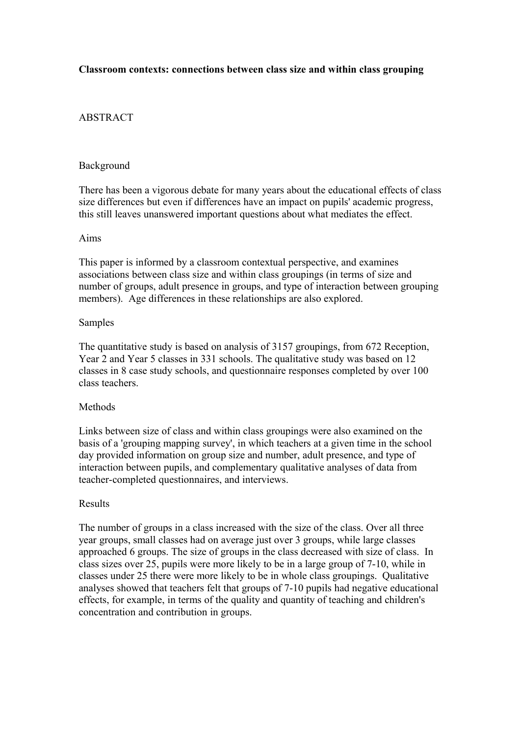**Classroom contexts: connections between class size and within class grouping**

ABSTRACT

Background

There has been a vigorous debate for many years about the educational effects of class size differences but even if differences have an impact on pupils' academic progress, this still leaves unanswered important questions about what mediates the effect.

Aims

This paper is informed by a classroom contextual perspective, and examines associations between class size and within class groupings (in terms of size and number of groups, adult presence in groups, and type of interaction between grouping members). Age differences in these relationships are also explored.

Samples

The quantitative study is based on analysis of 3157 groupings, from 672 Reception, Year 2 and Year 5 classes in 331 schools. The qualitative study was based on 12 classes in 8 case study schools, and questionnaire responses completed by over 100 class teachers.

Methods

Links between size of class and within class groupings were also examined on the basis of a 'grouping mapping survey', in which teachers at a given time in the school day provided information on group size and number, adult presence, and type of interaction between pupils, and complementary qualitative analyses of data from teacher-completed questionnaires, and interviews.

Results

The number of groups in a class increased with the size of the class. Over all three year groups, small classes had on average just over 3 groups, while large classes approached 6 groups. The size of groups in the class decreased with size of class. In class sizes over 25, pupils were more likely to be in a large group of 7-10, while in classes under 25 there were more likely to be in whole class groupings. Qualitative analyses showed that teachers felt that groups of 7-10 pupils had negative educational effects, for example, in terms of the quality and quantity of teaching and children's concentration and contribution in groups.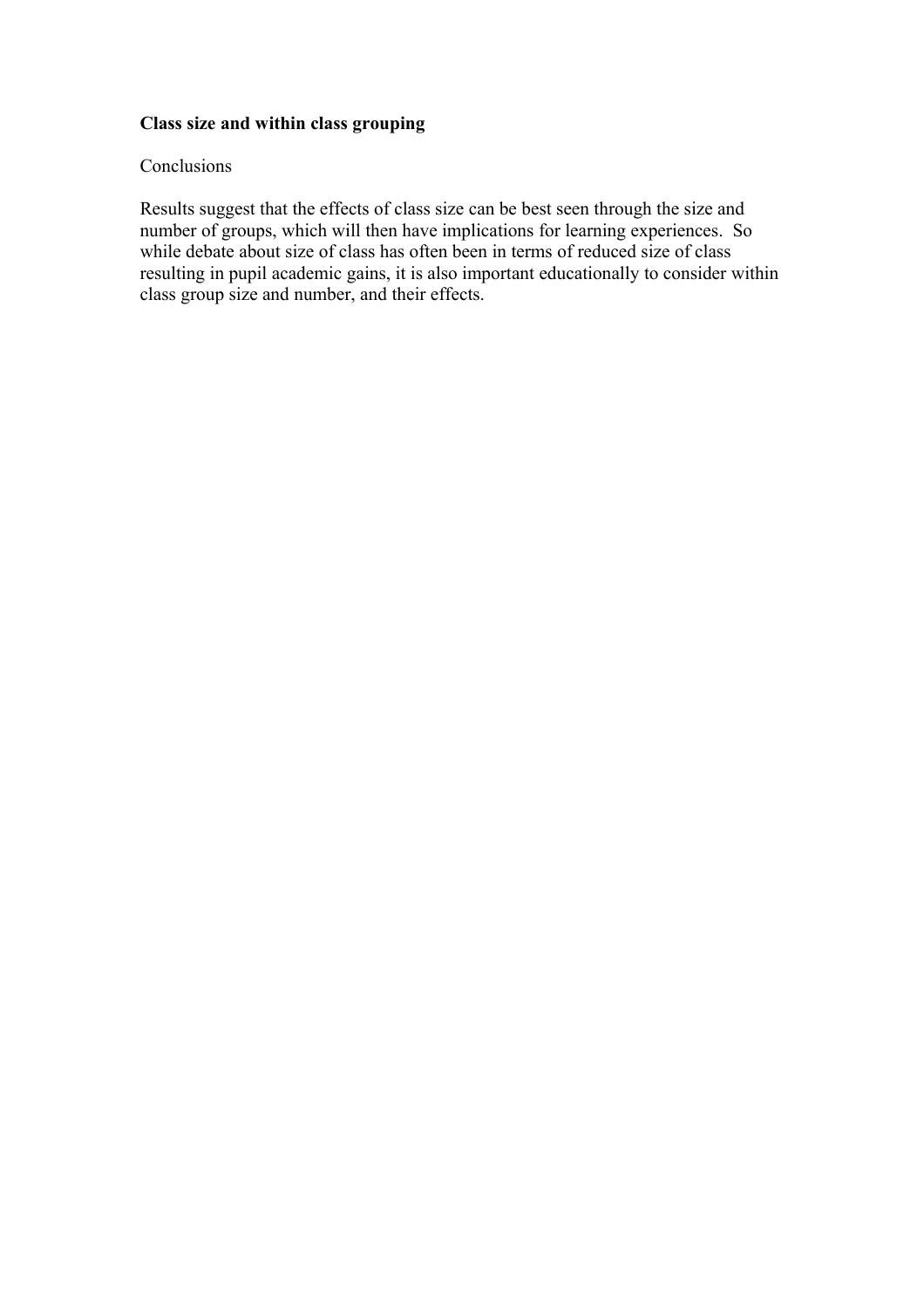**Class size and within class grouping**

Conclusions

Results suggest that the effects of class size can be best seen through the size and number of groups, which will then have implications for learning experiences. So while debate about size of class has often been in terms of reduced size of class resulting in pupil academic gains, it is also important educationally to consider within class group size and number, and their effects.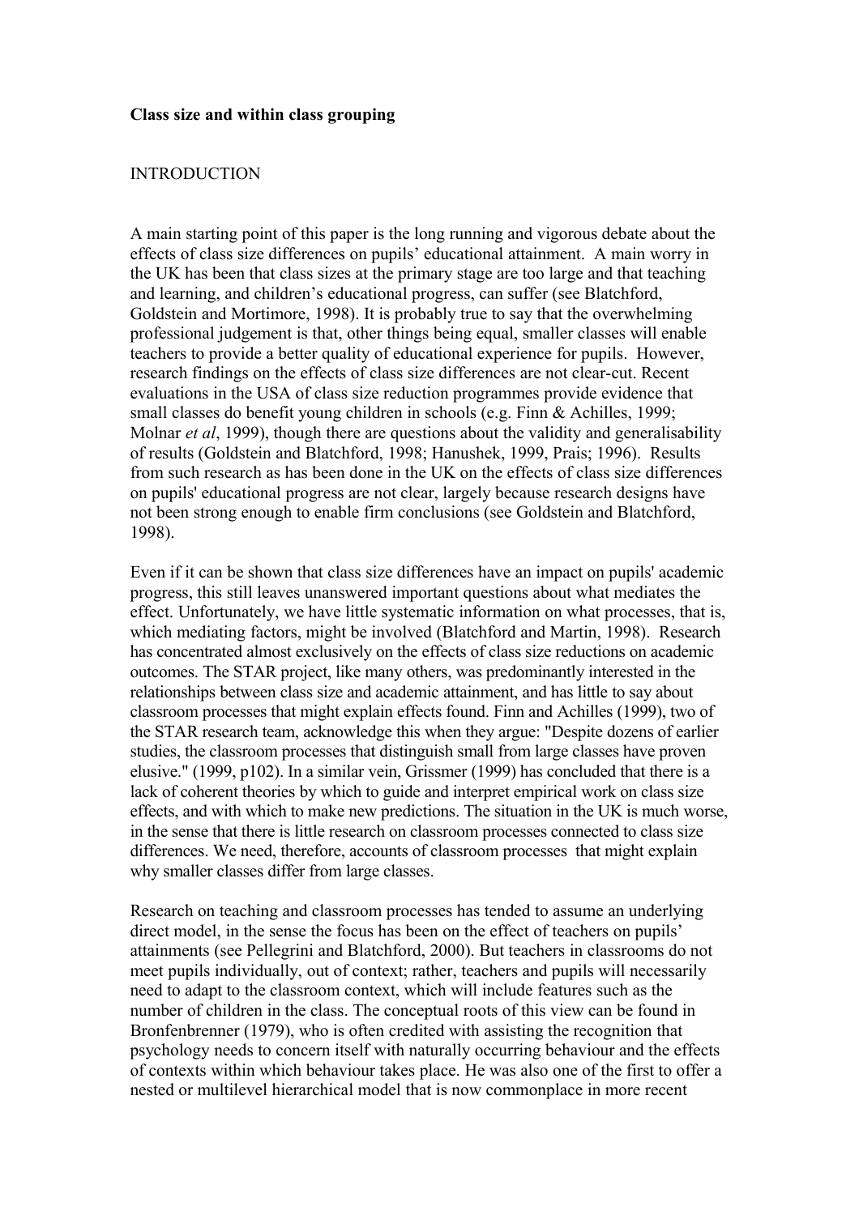**Class size and within class grouping**

INTRODUCTION

A main starting point of this paper is the long running and vigorous debate about the effects of class size differences on pupils' educational attainment. A main worry in the UK has been that class sizes at the primary stage are too large and that teaching and learning, and children's educational progress, can suffer (see Blatchford, Goldstein and Mortimore, 1998). It is probably true to say that the overwhelming professional judgement is that, other things being equal, smaller classes will enable teachers to provide a better quality of educational experience for pupils. However, research findings on the effects of class size differences are not clear-cut. Recent evaluations in the USA of class size reduction programmes provide evidence that small classes do benefit young children in schools (e.g. Finn & Achilles, 1999; Molnar *et al*, 1999), though there are questions about the validity and generalisability of results (Goldstein and Blatchford, 1998; Hanushek, 1999, Prais; 1996). Results from such research as has been done in the UK on the effects of class size differences on pupils' educational progress are not clear, largely because research designs have not been strong enough to enable firm conclusions (see Goldstein and Blatchford, 1998).

Even if it can be shown that class size differences have an impact on pupils' academic progress, this still leaves unanswered important questions about what mediates the effect. Unfortunately, we have little systematic information on what processes, that is, which mediating factors, might be involved (Blatchford and Martin, 1998). Research has concentrated almost exclusively on the effects of class size reductions on academic outcomes. The STAR project, like many others, was predominantly interested in the relationships between class size and academic attainment, and has little to say about classroom processes that might explain effects found. Finn and Achilles (1999), two of the STAR research team, acknowledge this when they argue: "Despite dozens of earlier studies, the classroom processes that distinguish small from large classes have proven elusive." (1999, p102). In a similar vein, Grissmer (1999) has concluded that there is a lack of coherent theories by which to guide and interpret empirical work on class size effects, and with which to make new predictions. The situation in the UK is much worse, in the sense that there is little research on classroom processes connected to class size differences. We need, therefore, accounts of classroom processes that might explain why smaller classes differ from large classes.

Research on teaching and classroom processes has tended to assume an underlying direct model, in the sense the focus has been on the effect of teachers on pupils' attainments (see Pellegrini and Blatchford, 2000). But teachers in classrooms do not meet pupils individually, out of context; rather, teachers and pupils will necessarily need to adapt to the classroom context, which will include features such as the number of children in the class. The conceptual roots of this view can be found in Bronfenbrenner (1979), who is often credited with assisting the recognition that psychology needs to concern itself with naturally occurring behaviour and the effects of contexts within which behaviour takes place. He was also one of the first to offer a nested or multilevel hierarchical model that is now commonplace in more recent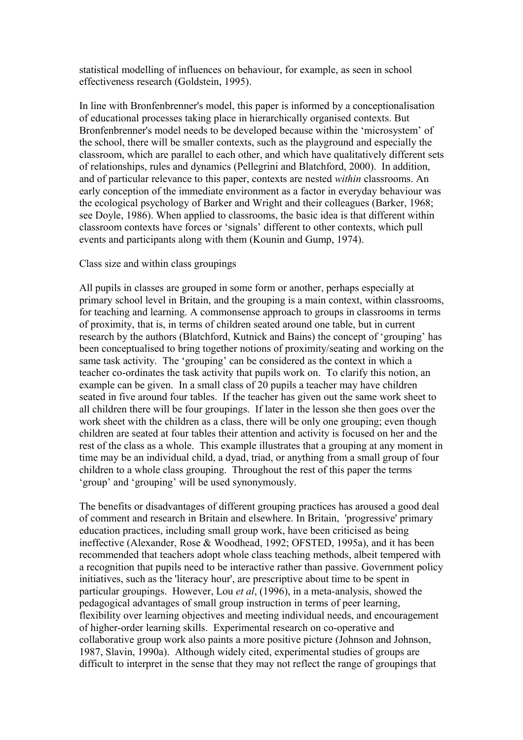statistical modelling of influences on behaviour, for example, as seen in school effectiveness research (Goldstein, 1995).

In line with Bronfenbrenner's model, this paper is informed by a conceptionalisation of educational processes taking place in hierarchically organised contexts. But Bronfenbrenner's model needs to be developed because within the 'microsystem' of the school, there will be smaller contexts, such as the playground and especially the classroom, which are parallel to each other, and which have qualitatively different sets of relationships, rules and dynamics (Pellegrini and Blatchford, 2000). In addition, and of particular relevance to this paper, contexts are nested *within* classrooms. An early conception of the immediate environment as a factor in everyday behaviour was the ecological psychology of Barker and Wright and their colleagues (Barker, 1968; see Doyle, 1986). When applied to classrooms, the basic idea is that different within classroom contexts have forces or 'signals' different to other contexts, which pull events and participants along with them (Kounin and Gump, 1974).

Class size and within class groupings

All pupils in classes are grouped in some form or another, perhaps especially at primary school level in Britain, and the grouping is a main context, within classrooms, for teaching and learning. A commonsense approach to groups in classrooms in terms of proximity, that is, in terms of children seated around one table, but in current research by the authors (Blatchford, Kutnick and Bains) the concept of 'grouping' has been conceptualised to bring together notions of proximity/seating and working on the same task activity. The 'grouping' can be considered as the context in which a teacher co-ordinates the task activity that pupils work on. To clarify this notion, an example can be given. In a small class of 20 pupils a teacher may have children seated in five around four tables. If the teacher has given out the same work sheet to all children there will be four groupings. If later in the lesson she then goes over the work sheet with the children as a class, there will be only one grouping; even though children are seated at four tables their attention and activity is focused on her and the rest of the class as a whole. This example illustrates that a grouping at any moment in time may be an individual child, a dyad, triad, or anything from a small group of four children to a whole class grouping. Throughout the rest of this paper the terms 'group' and 'grouping' will be used synonymously.

The benefits or disadvantages of different grouping practices has aroused a good deal of comment and research in Britain and elsewhere. In Britain, 'progressive' primary education practices, including small group work, have been criticised as being ineffective (Alexander, Rose & Woodhead, 1992; OFSTED, 1995a), and it has been recommended that teachers adopt whole class teaching methods, albeit tempered with a recognition that pupils need to be interactive rather than passive. Government policy initiatives, such as the 'literacy hour', are prescriptive about time to be spent in particular groupings. However, Lou *et al*, (1996), in a meta-analysis, showed the pedagogical advantages of small group instruction in terms of peer learning, flexibility over learning objectives and meeting individual needs, and encouragement of higher-order learning skills. Experimental research on co-operative and collaborative group work also paints a more positive picture (Johnson and Johnson, 1987, Slavin, 1990a). Although widely cited, experimental studies of groups are difficult to interpret in the sense that they may not reflect the range of groupings that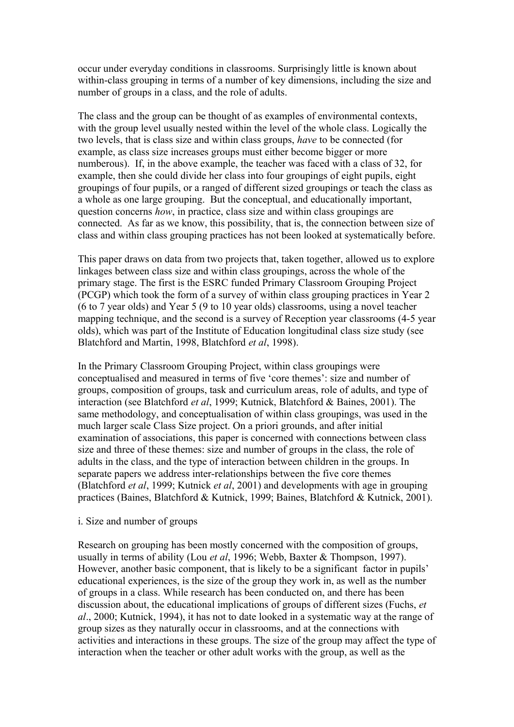occur under everyday conditions in classrooms. Surprisingly little is known about within-class grouping in terms of a number of key dimensions, including the size and number of groups in a class, and the role of adults.

The class and the group can be thought of as examples of environmental contexts, with the group level usually nested within the level of the whole class. Logically the two levels, that is class size and within class groups, *have* to be connected (for example, as class size increases groups must either become bigger or more numberous). If, in the above example, the teacher was faced with a class of 32, for example, then she could divide her class into four groupings of eight pupils, eight groupings of four pupils, or a ranged of different sized groupings or teach the class as a whole as one large grouping. But the conceptual, and educationally important, question concerns *how*, in practice, class size and within class groupings are connected. As far as we know, this possibility, that is, the connection between size of class and within class grouping practices has not been looked at systematically before.

This paper draws on data from two projects that, taken together, allowed us to explore linkages between class size and within class groupings, across the whole of the primary stage. The first is the ESRC funded Primary Classroom Grouping Project (PCGP) which took the form of a survey of within class grouping practices in Year 2 (6 to 7 year olds) and Year 5 (9 to 10 year olds) classrooms, using a novel teacher mapping technique, and the second is a survey of Reception year classrooms (4-5 year olds), which was part of the Institute of Education longitudinal class size study (see Blatchford and Martin, 1998, Blatchford *et al*, 1998).

In the Primary Classroom Grouping Project, within class groupings were conceptualised and measured in terms of five 'core themes': size and number of groups, composition of groups, task and curriculum areas, role of adults, and type of interaction (see Blatchford *et al*, 1999; Kutnick, Blatchford & Baines, 2001). The same methodology, and conceptualisation of within class groupings, was used in the much larger scale Class Size project. On a priori grounds, and after initial examination of associations, this paper is concerned with connections between class size and three of these themes: size and number of groups in the class, the role of adults in the class, and the type of interaction between children in the groups. In separate papers we address inter-relationships between the five core themes (Blatchford *et al*, 1999; Kutnick *et al*, 2001) and developments with age in grouping practices (Baines, Blatchford & Kutnick, 1999; Baines, Blatchford & Kutnick, 2001).

i. Size and number of groups

Research on grouping has been mostly concerned with the composition of groups, usually in terms of ability (Lou *et al*, 1996; Webb, Baxter & Thompson, 1997). However, another basic component, that is likely to be a significant factor in pupils' educational experiences, is the size of the group they work in, as well as the number of groups in a class. While research has been conducted on, and there has been discussion about, the educational implications of groups of different sizes (Fuchs, *et al*., 2000; Kutnick, 1994), it has not to date looked in a systematic way at the range of group sizes as they naturally occur in classrooms, and at the connections with activities and interactions in these groups. The size of the group may affect the type of interaction when the teacher or other adult works with the group, as well as the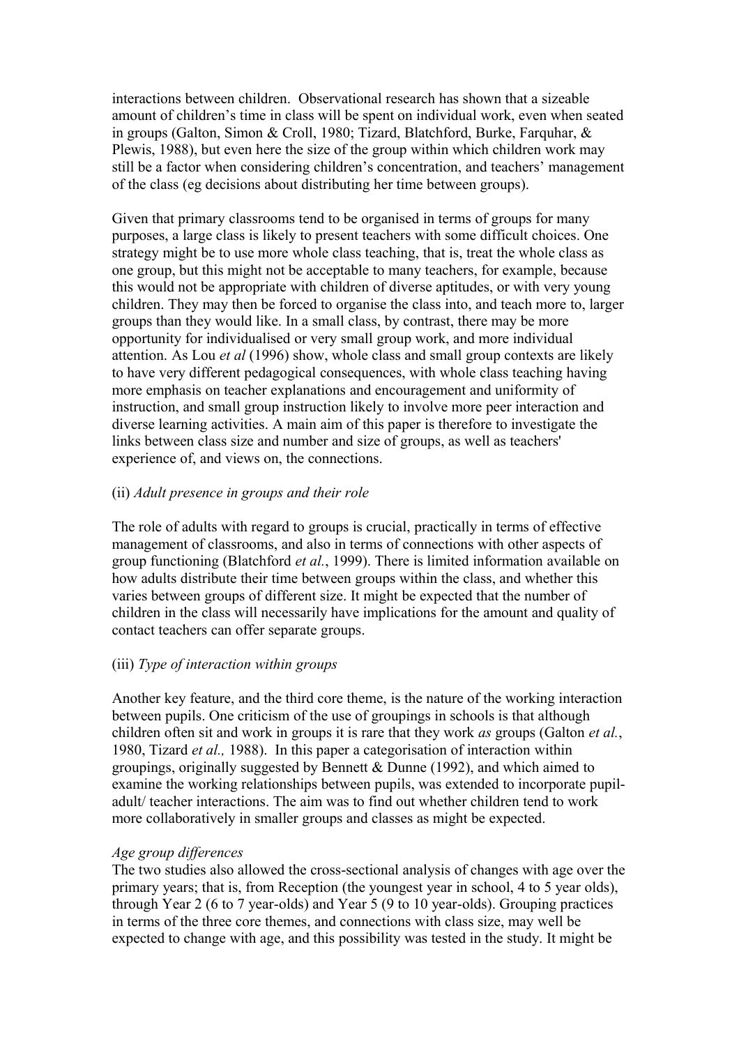interactions between children. Observational research has shown that a sizeable amount of children's time in class will be spent on individual work, even when seated in groups (Galton, Simon & Croll, 1980; Tizard, Blatchford, Burke, Farquhar, & Plewis, 1988), but even here the size of the group within which children work may still be a factor when considering children's concentration, and teachers' management of the class (eg decisions about distributing her time between groups).

Given that primary classrooms tend to be organised in terms of groups for many purposes, a large class is likely to present teachers with some difficult choices. One strategy might be to use more whole class teaching, that is, treat the whole class as one group, but this might not be acceptable to many teachers, for example, because this would not be appropriate with children of diverse aptitudes, or with very young children. They may then be forced to organise the class into, and teach more to, larger groups than they would like. In a small class, by contrast, there may be more opportunity for individualised or very small group work, and more individual attention. As Lou *et al* (1996) show, whole class and small group contexts are likely to have very different pedagogical consequences, with whole class teaching having more emphasis on teacher explanations and encouragement and uniformity of instruction, and small group instruction likely to involve more peer interaction and diverse learning activities. A main aim of this paper is therefore to investigate the links between class size and number and size of groups, as well as teachers' experience of, and views on, the connections.

(ii) *Adult presence in groups and their role*

The role of adults with regard to groups is crucial, practically in terms of effective management of classrooms, and also in terms of connections with other aspects of group functioning (Blatchford *et al.*, 1999). There is limited information available on how adults distribute their time between groups within the class, and whether this varies between groups of different size. It might be expected that the number of children in the class will necessarily have implications for the amount and quality of contact teachers can offer separate groups.

(iii) *Type of interaction within groups*

Another key feature, and the third core theme, is the nature of the working interaction between pupils. One criticism of the use of groupings in schools is that although children often sit and work in groups it is rare that they work *as* groups (Galton *et al.*, 1980, Tizard *et al.,* 1988). In this paper a categorisation of interaction within groupings, originally suggested by Bennett & Dunne (1992), and which aimed to examine the working relationships between pupils, was extended to incorporate pupil-adult/ teacher interactions. The aim was to find out whether children tend to work more collaboratively in smaller groups and classes as might be expected.

*Age group differences*

The two studies also allowed the cross-sectional analysis of changes with age over the primary years; that is, from Reception (the youngest year in school, 4 to 5 year olds), through Year 2 (6 to 7 year-olds) and Year 5 (9 to 10 year-olds). Grouping practices in terms of the three core themes, and connections with class size, may well be expected to change with age, and this possibility was tested in the study. It might be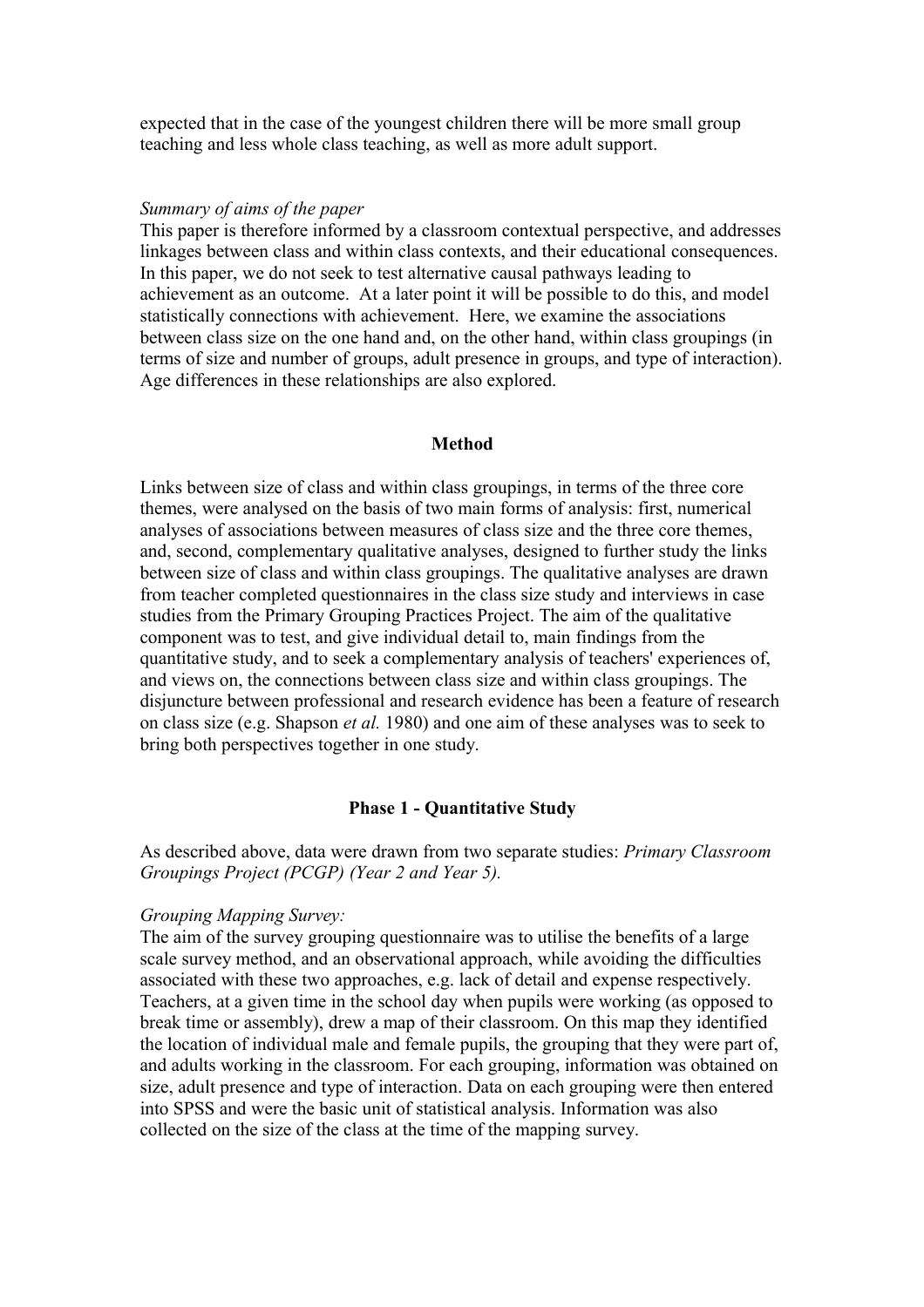expected that in the case of the youngest children there will be more small group teaching and less whole class teaching, as well as more adult support.

*Summary of aims of the paper*

This paper is therefore informed by a classroom contextual perspective, and addresses linkages between class and within class contexts, and their educational consequences. In this paper, we do not seek to test alternative causal pathways leading to achievement as an outcome. At a later point it will be possible to do this, and model statistically connections with achievement. Here, we examine the associations between class size on the one hand and, on the other hand, within class groupings (in terms of size and number of groups, adult presence in groups, and type of interaction). Age differences in these relationships are also explored.

## Method

Links between size of class and within class groupings, in terms of the three core themes, were analysed on the basis of two main forms of analysis: first, numerical analyses of associations between measures of class size and the three core themes, and, second, complementary qualitative analyses, designed to further study the links between size of class and within class groupings. The qualitative analyses are drawn from teacher completed questionnaires in the class size study and interviews in case studies from the Primary Grouping Practices Project. The aim of the qualitative component was to test, and give individual detail to, main findings from the quantitative study, and to seek a complementary analysis of teachers' experiences of, and views on, the connections between class size and within class groupings. The disjuncture between professional and research evidence has been a feature of research on class size (e.g. Shapson *et al.* 1980) and one aim of these analyses was to seek to bring both perspectives together in one study.

### Phase 1 - Quantitative Study

As described above, data were drawn from two separate studies: *Primary Classroom Groupings Project (PCGP) (Year 2 and Year 5).*

*Grouping Mapping Survey:*

The aim of the survey grouping questionnaire was to utilise the benefits of a large scale survey method, and an observational approach, while avoiding the difficulties associated with these two approaches, e.g. lack of detail and expense respectively. Teachers, at a given time in the school day when pupils were working (as opposed to break time or assembly), drew a map of their classroom. On this map they identified the location of individual male and female pupils, the grouping that they were part of, and adults working in the classroom. For each grouping, information was obtained on size, adult presence and type of interaction. Data on each grouping were then entered into SPSS and were the basic unit of statistical analysis. Information was also collected on the size of the class at the time of the mapping survey.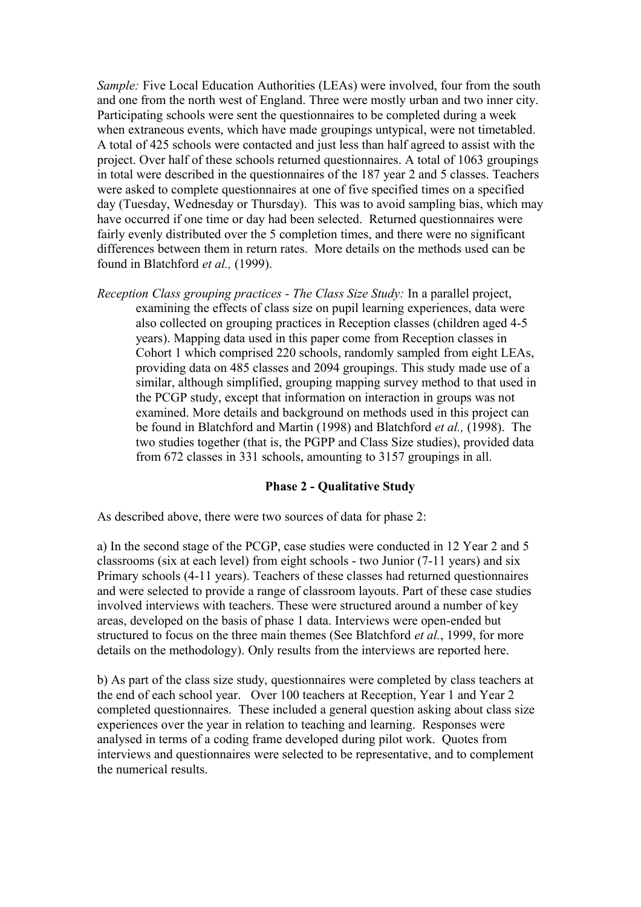*Sample:* Five Local Education Authorities (LEAs) were involved, four from the south and one from the north west of England. Three were mostly urban and two inner city. Participating schools were sent the questionnaires to be completed during a week when extraneous events, which have made groupings untypical, were not timetabled. A total of 425 schools were contacted and just less than half agreed to assist with the project. Over half of these schools returned questionnaires. A total of 1063 groupings in total were described in the questionnaires of the 187 year 2 and 5 classes. Teachers were asked to complete questionnaires at one of five specified times on a specified day (Tuesday, Wednesday or Thursday). This was to avoid sampling bias, which may have occurred if one time or day had been selected. Returned questionnaires were fairly evenly distributed over the 5 completion times, and there were no significant differences between them in return rates. More details on the methods used can be found in Blatchford *et al.,* (1999).

*Reception Class grouping practices - The Class Size Study:* In a parallel project, examining the effects of class size on pupil learning experiences, data were also collected on grouping practices in Reception classes (children aged 4-5 years). Mapping data used in this paper come from Reception classes in Cohort 1 which comprised 220 schools, randomly sampled from eight LEAs, providing data on 485 classes and 2094 groupings. This study made use of a similar, although simplified, grouping mapping survey method to that used in the PCGP study, except that information on interaction in groups was not examined. More details and background on methods used in this project can be found in Blatchford and Martin (1998) and Blatchford *et al.,* (1998). The two studies together (that is, the PGPP and Class Size studies), provided data from 672 classes in 331 schools, amounting to 3157 groupings in all.

**Phase 2 - Qualitative Study**

As described above, there were two sources of data for phase 2:

a) In the second stage of the PCGP, case studies were conducted in 12 Year 2 and 5 classrooms (six at each level) from eight schools - two Junior (7-11 years) and six Primary schools (4-11 years). Teachers of these classes had returned questionnaires and were selected to provide a range of classroom layouts. Part of these case studies involved interviews with teachers. These were structured around a number of key areas, developed on the basis of phase 1 data. Interviews were open-ended but structured to focus on the three main themes (See Blatchford *et al.*, 1999, for more details on the methodology). Only results from the interviews are reported here.

b) As part of the class size study, questionnaires were completed by class teachers at the end of each school year. Over 100 teachers at Reception, Year 1 and Year 2 completed questionnaires. These included a general question asking about class size experiences over the year in relation to teaching and learning. Responses were analysed in terms of a coding frame developed during pilot work. Quotes from interviews and questionnaires were selected to be representative, and to complement the numerical results.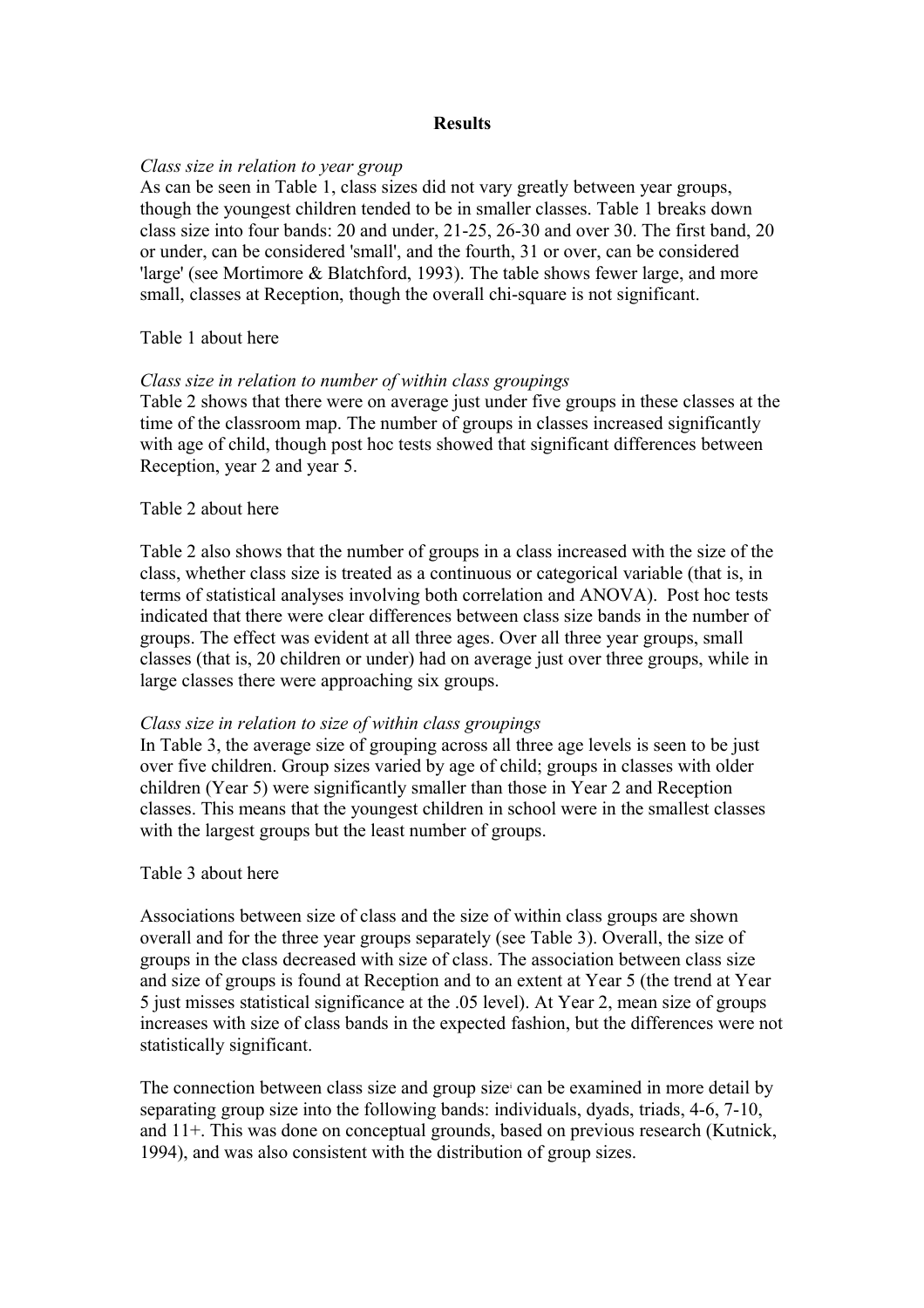**Results**

*Class size in relation to year group*

As can be seen in Table 1, class sizes did not vary greatly between year groups, though the youngest children tended to be in smaller classes. Table 1 breaks down class size into four bands: 20 and under, 21-25, 26-30 and over 30. The first band, 20 or under, can be considered 'small', and the fourth, 31 or over, can be considered 'large' (see Mortimore & Blatchford, 1993). The table shows fewer large, and more small, classes at Reception, though the overall chi-square is not significant.

Table 1 about here

*Class size in relation to number of within class groupings*

Table 2 shows that there were on average just under five groups in these classes at the time of the classroom map. The number of groups in classes increased significantly with age of child, though post hoc tests showed that significant differences between Reception, year 2 and year 5.

Table 2 about here

Table 2 also shows that the number of groups in a class increased with the size of the class, whether class size is treated as a continuous or categorical variable (that is, in terms of statistical analyses involving both correlation and ANOVA). Post hoc tests indicated that there were clear differences between class size bands in the number of groups. The effect was evident at all three ages. Over all three year groups, small classes (that is, 20 children or under) had on average just over three groups, while in large classes there were approaching six groups.

*Class size in relation to size of within class groupings*

In Table 3, the average size of grouping across all three age levels is seen to be just over five children. Group sizes varied by age of child; groups in classes with older children (Year 5) were significantly smaller than those in Year 2 and Reception classes. This means that the youngest children in school were in the smallest classes with the largest groups but the least number of groups.

Table 3 about here

Associations between size of class and the size of within class groups are shown overall and for the three year groups separately (see Table 3). Overall, the size of groups in the class decreased with size of class. The association between class size and size of groups is found at Reception and to an extent at Year 5 (the trend at Year 5 just misses statistical significance at the .05 level). At Year 2, mean size of groups increases with size of class bands in the expected fashion, but the differences were not statistically significant.

The connection between class size and group size[i] can be examined in more detail by separating group size into the following bands: individuals, dyads, triads, 4-6, 7-10, and 11+. This was done on conceptual grounds, based on previous research (Kutnick, 1994), and was also consistent with the distribution of group sizes.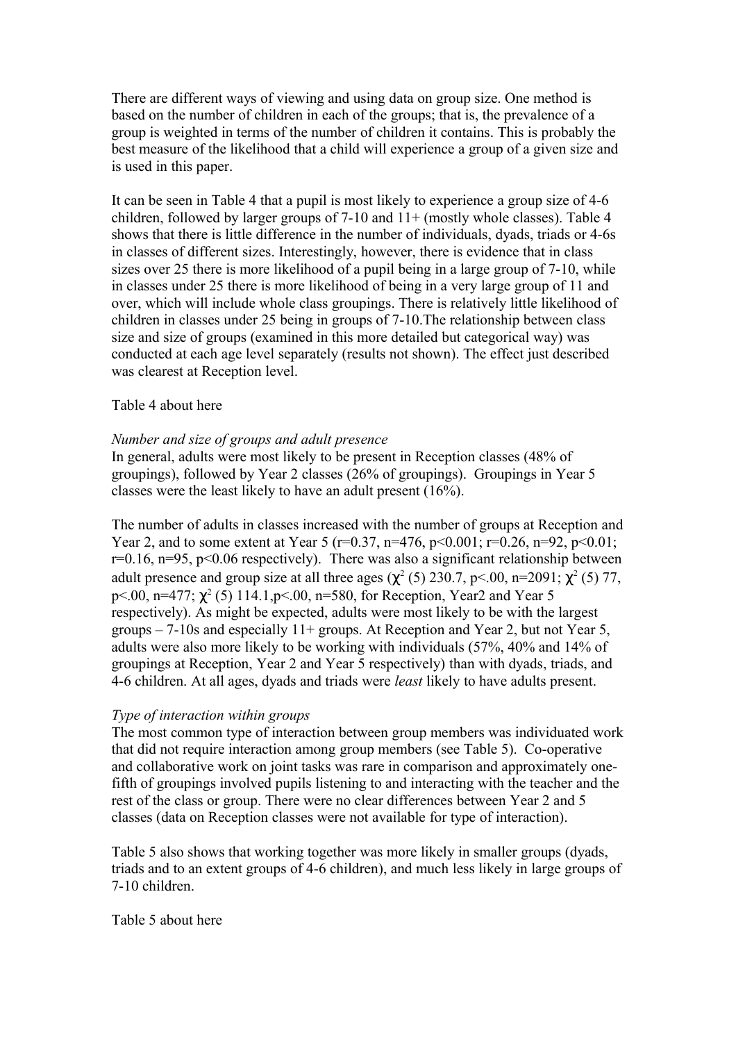There are different ways of viewing and using data on group size. One method is based on the number of children in each of the groups; that is, the prevalence of a group is weighted in terms of the number of children it contains. This is probably the best measure of the likelihood that a child will experience a group of a given size and is used in this paper.

It can be seen in Table 4 that a pupil is most likely to experience a group size of 4-6 children, followed by larger groups of 7-10 and 11+ (mostly whole classes). Table 4 shows that there is little difference in the number of individuals, dyads, triads or 4-6s in classes of different sizes. Interestingly, however, there is evidence that in class sizes over 25 there is more likelihood of a pupil being in a large group of 7-10, while in classes under 25 there is more likelihood of being in a very large group of 11 and over, which will include whole class groupings. There is relatively little likelihood of children in classes under 25 being in groups of 7-10.The relationship between class size and size of groups (examined in this more detailed but categorical way) was conducted at each age level separately (results not shown). The effect just described was clearest at Reception level.

Table 4 about here

*Number and size of groups and adult presence*

In general, adults were most likely to be present in Reception classes (48% of groupings), followed by Year 2 classes (26% of groupings). Groupings in Year 5 classes were the least likely to have an adult present (16%).

The number of adults in classes increased with the number of groups at Reception and Year 2, and to some extent at Year 5 ($r=0.37$, $n=476$, $p<0.001$; $r=0.26$, $n=92$, $p<0.01$; $r=0.16$, $n=95$, $p<0.06$ respectively). There was also a significant relationship between adult presence and group size at all three ages ($\chi^2$ (5) 230.7, $p<.00$, $n=2091$; $\chi^2$ (5) 77, $p<.00$, $n=477$; $\chi^2$ (5) 114.1,$p<.00$, $n=580$, for Reception, Year2 and Year 5 respectively). As might be expected, adults were most likely to be with the largest groups – 7-10s and especially 11+ groups. At Reception and Year 2, but not Year 5, adults were also more likely to be working with individuals (57%, 40% and 14% of groupings at Reception, Year 2 and Year 5 respectively) than with dyads, triads, and 4-6 children. At all ages, dyads and triads were *least* likely to have adults present.

*Type of interaction within groups*

The most common type of interaction between group members was individuated work that did not require interaction among group members (see Table 5). Co-operative and collaborative work on joint tasks was rare in comparison and approximately one-fifth of groupings involved pupils listening to and interacting with the teacher and the rest of the class or group. There were no clear differences between Year 2 and 5 classes (data on Reception classes were not available for type of interaction).

Table 5 also shows that working together was more likely in smaller groups (dyads, triads and to an extent groups of 4-6 children), and much less likely in large groups of 7-10 children.

Table 5 about here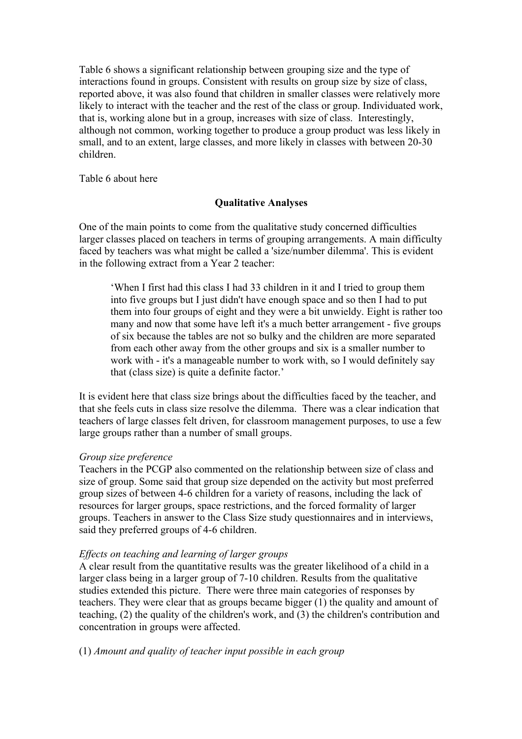Table 6 shows a significant relationship between grouping size and the type of interactions found in groups. Consistent with results on group size by size of class, reported above, it was also found that children in smaller classes were relatively more likely to interact with the teacher and the rest of the class or group. Individuated work, that is, working alone but in a group, increases with size of class. Interestingly, although not common, working together to produce a group product was less likely in small, and to an extent, large classes, and more likely in classes with between 20-30 children.

Table 6 about here

## Qualitative Analyses

One of the main points to come from the qualitative study concerned difficulties larger classes placed on teachers in terms of grouping arrangements. A main difficulty faced by teachers was what might be called a 'size/number dilemma'. This is evident in the following extract from a Year 2 teacher:

> 'When I first had this class I had 33 children in it and I tried to group them into five groups but I just didn't have enough space and so then I had to put them into four groups of eight and they were a bit unwieldy. Eight is rather too many and now that some have left it's a much better arrangement - five groups of six because the tables are not so bulky and the children are more separated from each other away from the other groups and six is a smaller number to work with - it's a manageable number to work with, so I would definitely say that (class size) is quite a definite factor.'

It is evident here that class size brings about the difficulties faced by the teacher, and that she feels cuts in class size resolve the dilemma. There was a clear indication that teachers of large classes felt driven, for classroom management purposes, to use a few large groups rather than a number of small groups.

*Group size preference*

Teachers in the PCGP also commented on the relationship between size of class and size of group. Some said that group size depended on the activity but most preferred group sizes of between 4-6 children for a variety of reasons, including the lack of resources for larger groups, space restrictions, and the forced formality of larger groups. Teachers in answer to the Class Size study questionnaires and in interviews, said they preferred groups of 4-6 children.

*Effects on teaching and learning of larger groups*

A clear result from the quantitative results was the greater likelihood of a child in a larger class being in a larger group of 7-10 children. Results from the qualitative studies extended this picture. There were three main categories of responses by teachers. They were clear that as groups became bigger (1) the quality and amount of teaching, (2) the quality of the children's work, and (3) the children's contribution and concentration in groups were affected.

(1) *Amount and quality of teacher input possible in each group*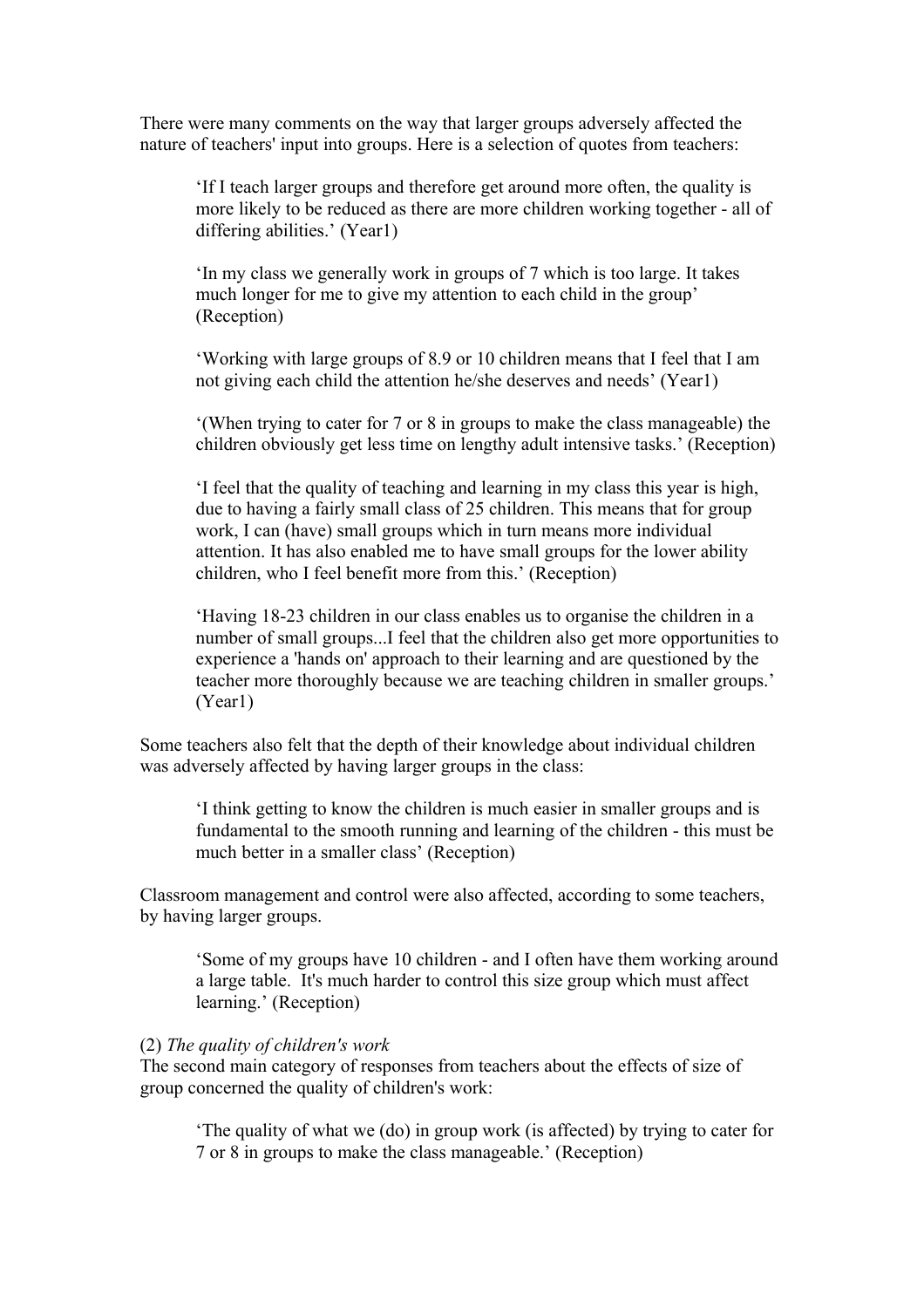There were many comments on the way that larger groups adversely affected the nature of teachers' input into groups. Here is a selection of quotes from teachers:

> 'If I teach larger groups and therefore get around more often, the quality is more likely to be reduced as there are more children working together - all of differing abilities.' (Year1)

> 'In my class we generally work in groups of 7 which is too large. It takes much longer for me to give my attention to each child in the group' (Reception)

> 'Working with large groups of 8.9 or 10 children means that I feel that I am not giving each child the attention he/she deserves and needs' (Year1)

> '(When trying to cater for 7 or 8 in groups to make the class manageable) the children obviously get less time on lengthy adult intensive tasks.' (Reception)

> 'I feel that the quality of teaching and learning in my class this year is high, due to having a fairly small class of 25 children. This means that for group work, I can (have) small groups which in turn means more individual attention. It has also enabled me to have small groups for the lower ability children, who I feel benefit more from this.' (Reception)

> 'Having 18-23 children in our class enables us to organise the children in a number of small groups...I feel that the children also get more opportunities to experience a 'hands on' approach to their learning and are questioned by the teacher more thoroughly because we are teaching children in smaller groups.' (Year1)

Some teachers also felt that the depth of their knowledge about individual children was adversely affected by having larger groups in the class:

> 'I think getting to know the children is much easier in smaller groups and is fundamental to the smooth running and learning of the children - this must be much better in a smaller class' (Reception)

Classroom management and control were also affected, according to some teachers, by having larger groups.

> 'Some of my groups have 10 children - and I often have them working around a large table. It's much harder to control this size group which must affect learning.' (Reception)

(2) *The quality of children's work*

The second main category of responses from teachers about the effects of size of group concerned the quality of children's work:

> 'The quality of what we (do) in group work (is affected) by trying to cater for 7 or 8 in groups to make the class manageable.' (Reception)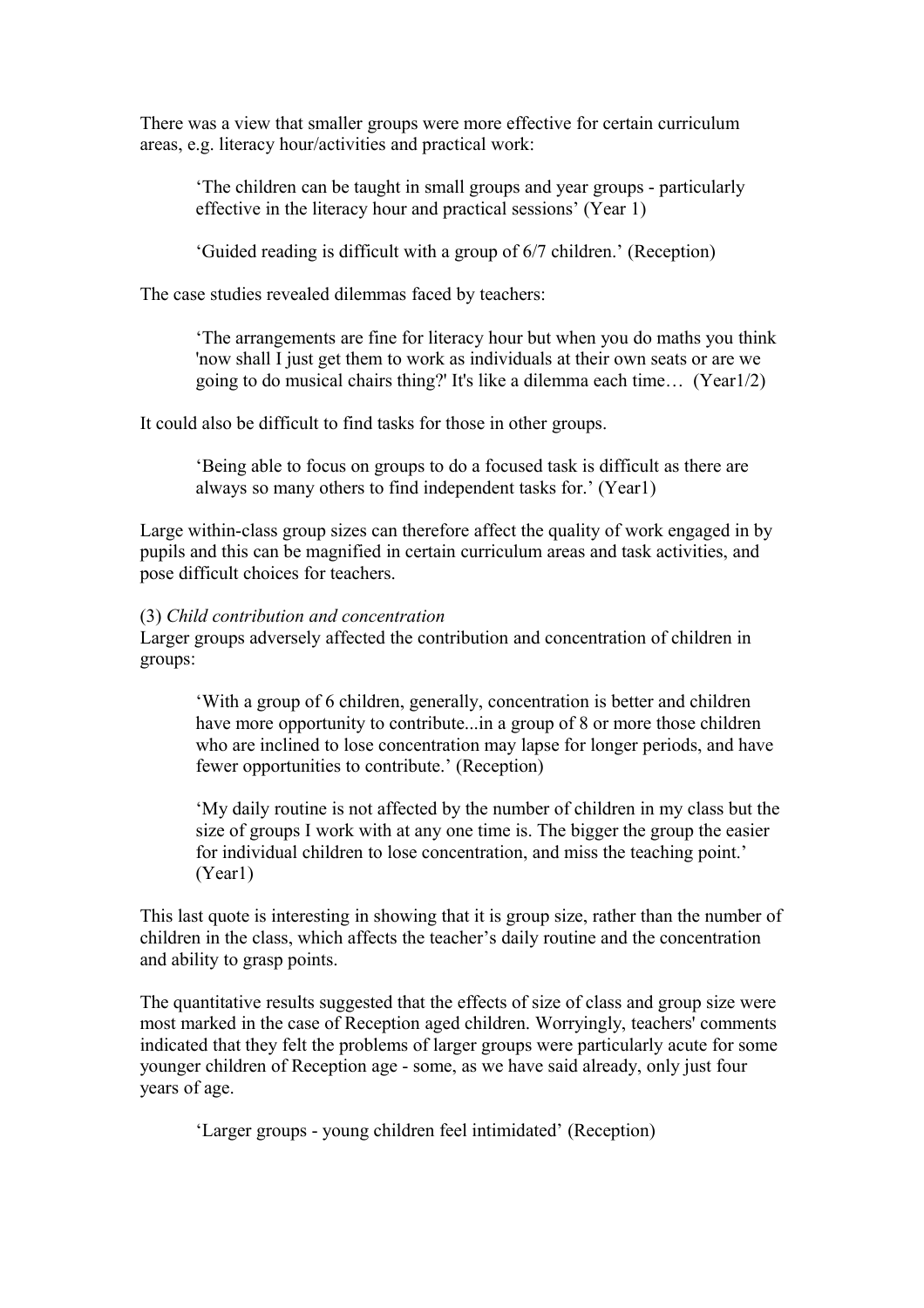There was a view that smaller groups were more effective for certain curriculum areas, e.g. literacy hour/activities and practical work:

> ‘The children can be taught in small groups and year groups - particularly effective in the literacy hour and practical sessions’ (Year 1)

> ‘Guided reading is difficult with a group of 6/7 children.’ (Reception)

The case studies revealed dilemmas faced by teachers:

> ‘The arrangements are fine for literacy hour but when you do maths you think 'now shall I just get them to work as individuals at their own seats or are we going to do musical chairs thing?' It's like a dilemma each time… (Year1/2)

It could also be difficult to find tasks for those in other groups.

> ‘Being able to focus on groups to do a focused task is difficult as there are always so many others to find independent tasks for.’ (Year1)

Large within-class group sizes can therefore affect the quality of work engaged in by pupils and this can be magnified in certain curriculum areas and task activities, and pose difficult choices for teachers.

(3) *Child contribution and concentration*
Larger groups adversely affected the contribution and concentration of children in groups:

> ‘With a group of 6 children, generally, concentration is better and children have more opportunity to contribute...in a group of 8 or more those children who are inclined to lose concentration may lapse for longer periods, and have fewer opportunities to contribute.’ (Reception)

> ‘My daily routine is not affected by the number of children in my class but the size of groups I work with at any one time is. The bigger the group the easier for individual children to lose concentration, and miss the teaching point.’ (Year1)

This last quote is interesting in showing that it is group size, rather than the number of children in the class, which affects the teacher’s daily routine and the concentration and ability to grasp points.

The quantitative results suggested that the effects of size of class and group size were most marked in the case of Reception aged children. Worryingly, teachers' comments indicated that they felt the problems of larger groups were particularly acute for some younger children of Reception age - some, as we have said already, only just four years of age.

> ‘Larger groups - young children feel intimidated’ (Reception)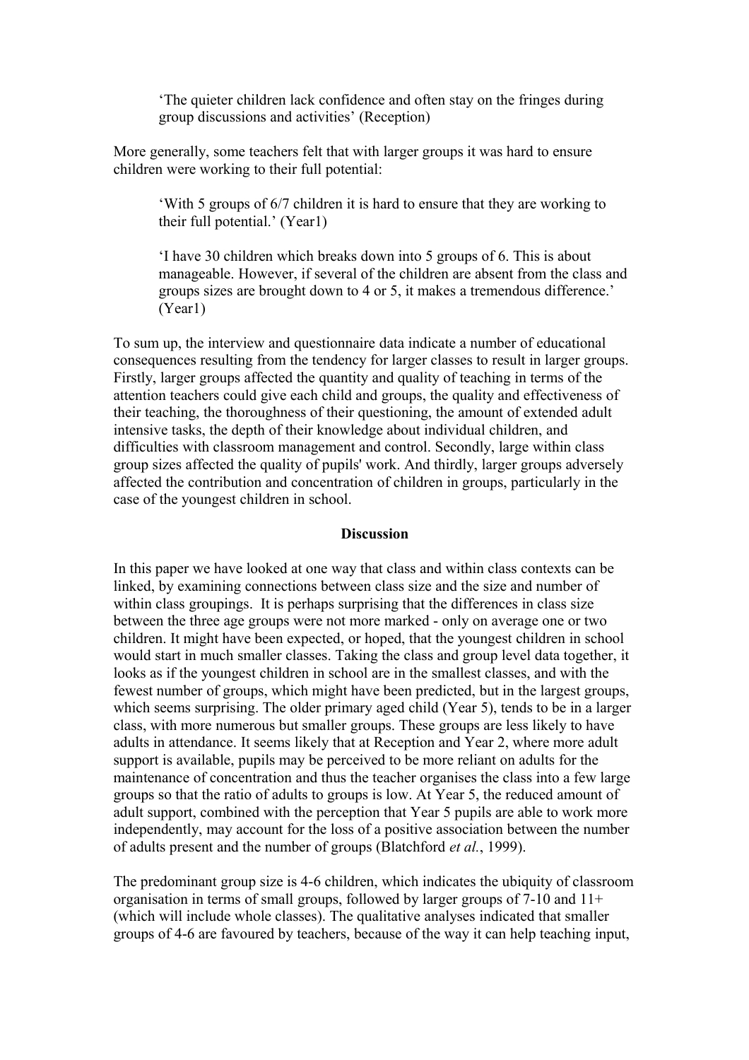> 'The quieter children lack confidence and often stay on the fringes during group discussions and activities' (Reception)

More generally, some teachers felt that with larger groups it was hard to ensure children were working to their full potential:

> 'With 5 groups of 6/7 children it is hard to ensure that they are working to their full potential.' (Year1)

> 'I have 30 children which breaks down into 5 groups of 6. This is about manageable. However, if several of the children are absent from the class and groups sizes are brought down to 4 or 5, it makes a tremendous difference.' (Year1)

To sum up, the interview and questionnaire data indicate a number of educational consequences resulting from the tendency for larger classes to result in larger groups. Firstly, larger groups affected the quantity and quality of teaching in terms of the attention teachers could give each child and groups, the quality and effectiveness of their teaching, the thoroughness of their questioning, the amount of extended adult intensive tasks, the depth of their knowledge about individual children, and difficulties with classroom management and control. Secondly, large within class group sizes affected the quality of pupils' work. And thirdly, larger groups adversely affected the contribution and concentration of children in groups, particularly in the case of the youngest children in school.

## Discussion

In this paper we have looked at one way that class and within class contexts can be linked, by examining connections between class size and the size and number of within class groupings. It is perhaps surprising that the differences in class size between the three age groups were not more marked - only on average one or two children. It might have been expected, or hoped, that the youngest children in school would start in much smaller classes. Taking the class and group level data together, it looks as if the youngest children in school are in the smallest classes, and with the fewest number of groups, which might have been predicted, but in the largest groups, which seems surprising. The older primary aged child (Year 5), tends to be in a larger class, with more numerous but smaller groups. These groups are less likely to have adults in attendance. It seems likely that at Reception and Year 2, where more adult support is available, pupils may be perceived to be more reliant on adults for the maintenance of concentration and thus the teacher organises the class into a few large groups so that the ratio of adults to groups is low. At Year 5, the reduced amount of adult support, combined with the perception that Year 5 pupils are able to work more independently, may account for the loss of a positive association between the number of adults present and the number of groups (Blatchford *et al.*, 1999).

The predominant group size is 4-6 children, which indicates the ubiquity of classroom organisation in terms of small groups, followed by larger groups of 7-10 and 11+ (which will include whole classes). The qualitative analyses indicated that smaller groups of 4-6 are favoured by teachers, because of the way it can help teaching input,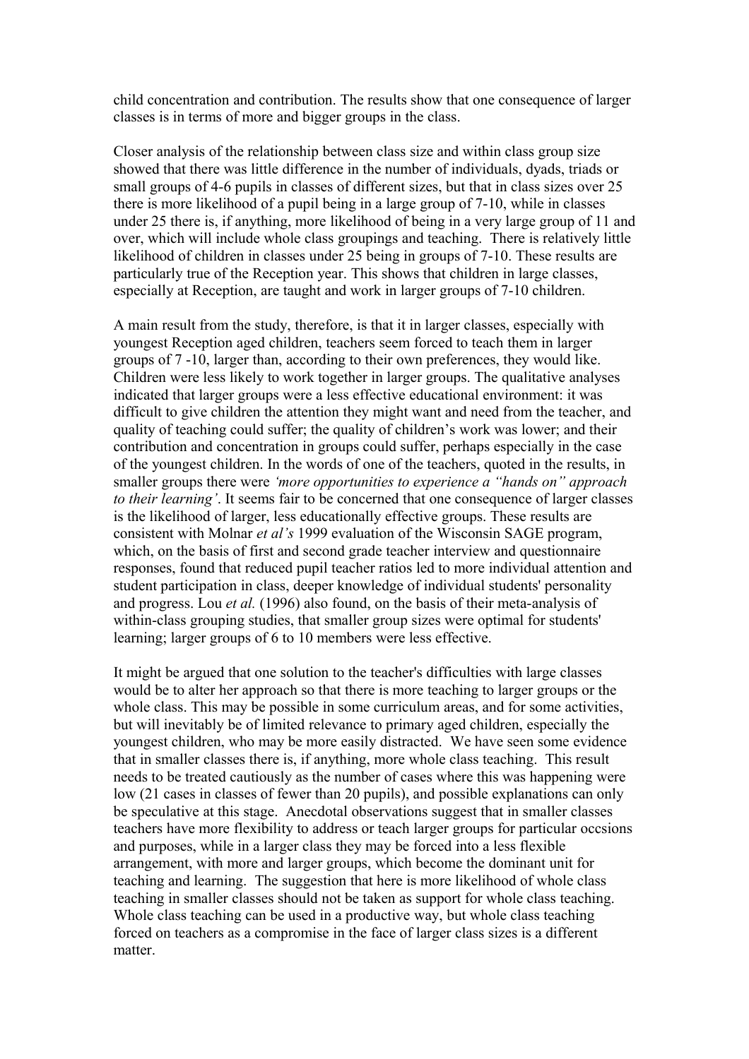child concentration and contribution. The results show that one consequence of larger classes is in terms of more and bigger groups in the class.

Closer analysis of the relationship between class size and within class group size showed that there was little difference in the number of individuals, dyads, triads or small groups of 4-6 pupils in classes of different sizes, but that in class sizes over 25 there is more likelihood of a pupil being in a large group of 7-10, while in classes under 25 there is, if anything, more likelihood of being in a very large group of 11 and over, which will include whole class groupings and teaching. There is relatively little likelihood of children in classes under 25 being in groups of 7-10. These results are particularly true of the Reception year. This shows that children in large classes, especially at Reception, are taught and work in larger groups of 7-10 children.

A main result from the study, therefore, is that it in larger classes, especially with youngest Reception aged children, teachers seem forced to teach them in larger groups of 7 -10, larger than, according to their own preferences, they would like. Children were less likely to work together in larger groups. The qualitative analyses indicated that larger groups were a less effective educational environment: it was difficult to give children the attention they might want and need from the teacher, and quality of teaching could suffer; the quality of children's work was lower; and their contribution and concentration in groups could suffer, perhaps especially in the case of the youngest children. In the words of one of the teachers, quoted in the results, in smaller groups there were *'more opportunities to experience a "hands on" approach to their learning'*. It seems fair to be concerned that one consequence of larger classes is the likelihood of larger, less educationally effective groups. These results are consistent with Molnar *et al's* 1999 evaluation of the Wisconsin SAGE program, which, on the basis of first and second grade teacher interview and questionnaire responses, found that reduced pupil teacher ratios led to more individual attention and student participation in class, deeper knowledge of individual students' personality and progress. Lou *et al.* (1996) also found, on the basis of their meta-analysis of within-class grouping studies, that smaller group sizes were optimal for students' learning; larger groups of 6 to 10 members were less effective.

It might be argued that one solution to the teacher's difficulties with large classes would be to alter her approach so that there is more teaching to larger groups or the whole class. This may be possible in some curriculum areas, and for some activities, but will inevitably be of limited relevance to primary aged children, especially the youngest children, who may be more easily distracted. We have seen some evidence that in smaller classes there is, if anything, more whole class teaching. This result needs to be treated cautiously as the number of cases where this was happening were low (21 cases in classes of fewer than 20 pupils), and possible explanations can only be speculative at this stage. Anecdotal observations suggest that in smaller classes teachers have more flexibility to address or teach larger groups for particular occsions and purposes, while in a larger class they may be forced into a less flexible arrangement, with more and larger groups, which become the dominant unit for teaching and learning. The suggestion that here is more likelihood of whole class teaching in smaller classes should not be taken as support for whole class teaching. Whole class teaching can be used in a productive way, but whole class teaching forced on teachers as a compromise in the face of larger class sizes is a different matter.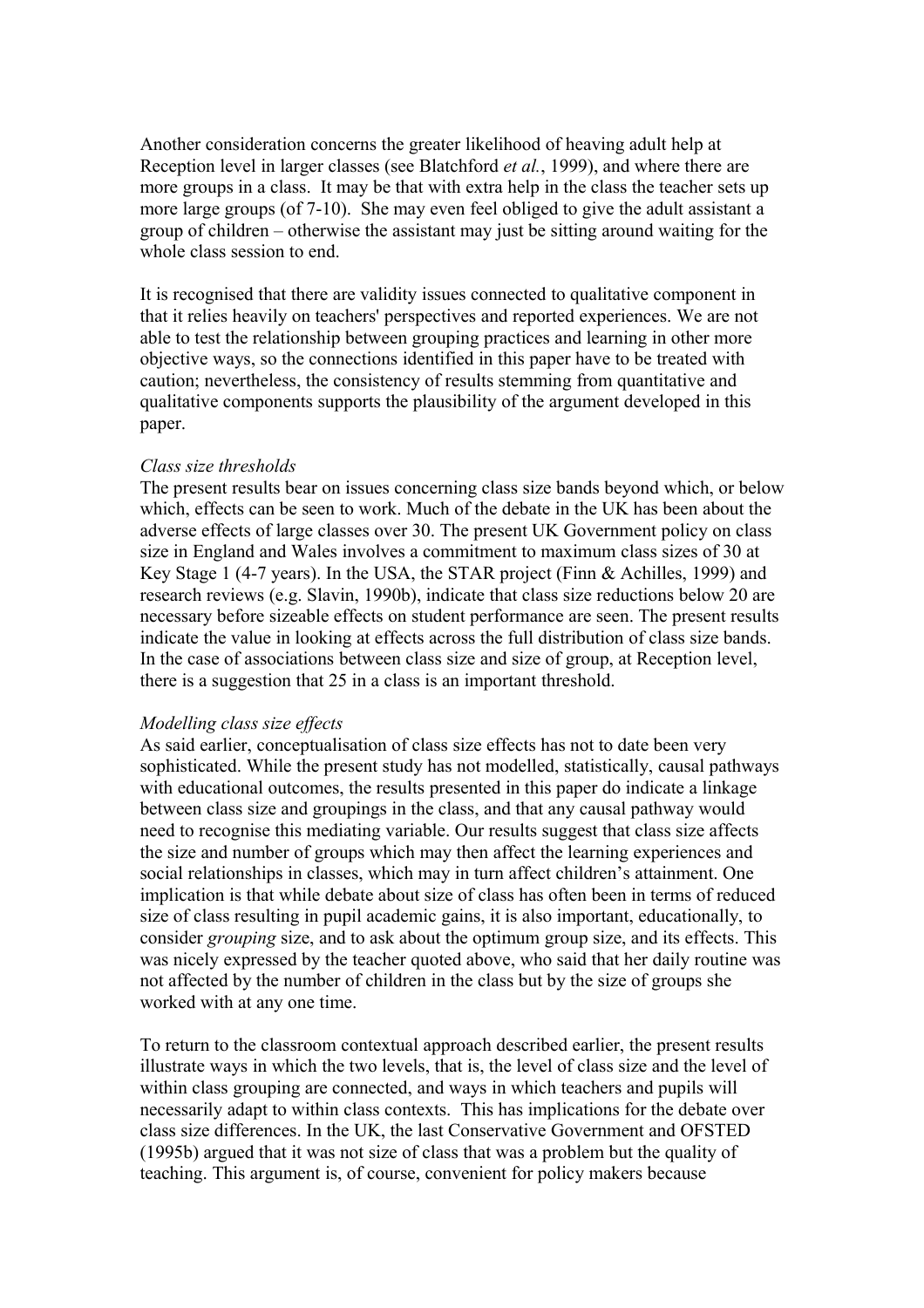Another consideration concerns the greater likelihood of heaving adult help at Reception level in larger classes (see Blatchford *et al.*, 1999), and where there are more groups in a class. It may be that with extra help in the class the teacher sets up more large groups (of 7-10). She may even feel obliged to give the adult assistant a group of children – otherwise the assistant may just be sitting around waiting for the whole class session to end.

It is recognised that there are validity issues connected to qualitative component in that it relies heavily on teachers' perspectives and reported experiences. We are not able to test the relationship between grouping practices and learning in other more objective ways, so the connections identified in this paper have to be treated with caution; nevertheless, the consistency of results stemming from quantitative and qualitative components supports the plausibility of the argument developed in this paper.

*Class size thresholds*

The present results bear on issues concerning class size bands beyond which, or below which, effects can be seen to work. Much of the debate in the UK has been about the adverse effects of large classes over 30. The present UK Government policy on class size in England and Wales involves a commitment to maximum class sizes of 30 at Key Stage 1 (4-7 years). In the USA, the STAR project (Finn & Achilles, 1999) and research reviews (e.g. Slavin, 1990b), indicate that class size reductions below 20 are necessary before sizeable effects on student performance are seen. The present results indicate the value in looking at effects across the full distribution of class size bands. In the case of associations between class size and size of group, at Reception level, there is a suggestion that 25 in a class is an important threshold.

*Modelling class size effects*

As said earlier, conceptualisation of class size effects has not to date been very sophisticated. While the present study has not modelled, statistically, causal pathways with educational outcomes, the results presented in this paper do indicate a linkage between class size and groupings in the class, and that any causal pathway would need to recognise this mediating variable. Our results suggest that class size affects the size and number of groups which may then affect the learning experiences and social relationships in classes, which may in turn affect children's attainment. One implication is that while debate about size of class has often been in terms of reduced size of class resulting in pupil academic gains, it is also important, educationally, to consider *grouping* size, and to ask about the optimum group size, and its effects. This was nicely expressed by the teacher quoted above, who said that her daily routine was not affected by the number of children in the class but by the size of groups she worked with at any one time.

To return to the classroom contextual approach described earlier, the present results illustrate ways in which the two levels, that is, the level of class size and the level of within class grouping are connected, and ways in which teachers and pupils will necessarily adapt to within class contexts. This has implications for the debate over class size differences. In the UK, the last Conservative Government and OFSTED (1995b) argued that it was not size of class that was a problem but the quality of teaching. This argument is, of course, convenient for policy makers because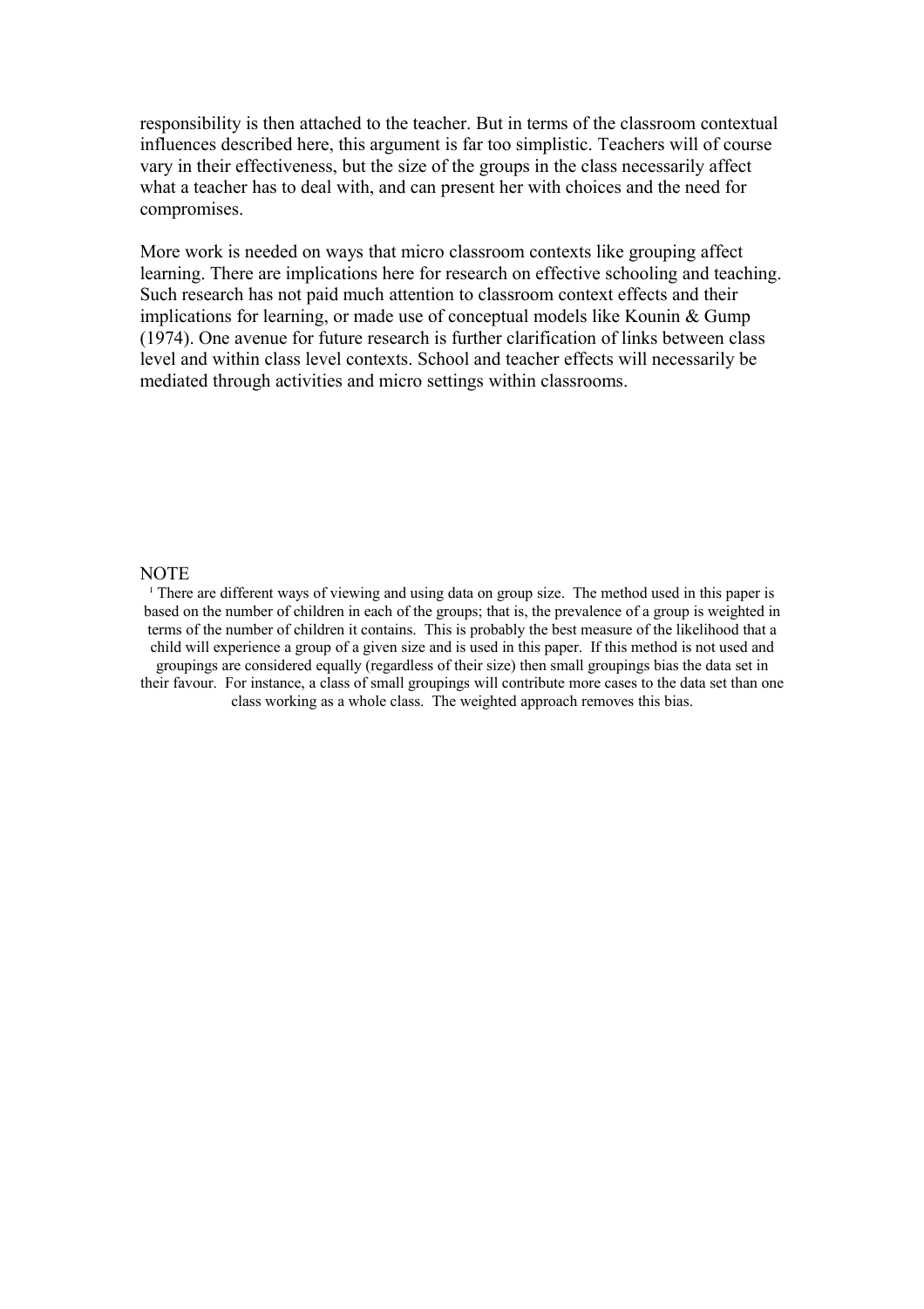responsibility is then attached to the teacher. But in terms of the classroom contextual influences described here, this argument is far too simplistic. Teachers will of course vary in their effectiveness, but the size of the groups in the class necessarily affect what a teacher has to deal with, and can present her with choices and the need for compromises.

More work is needed on ways that micro classroom contexts like grouping affect learning. There are implications here for research on effective schooling and teaching. Such research has not paid much attention to classroom context effects and their implications for learning, or made use of conceptual models like Kounin & Gump (1974). One avenue for future research is further clarification of links between class level and within class level contexts. School and teacher effects will necessarily be mediated through activities and micro settings within classrooms.

NOTE

[1] There are different ways of viewing and using data on group size. The method used in this paper is based on the number of children in each of the groups; that is, the prevalence of a group is weighted in terms of the number of children it contains. This is probably the best measure of the likelihood that a child will experience a group of a given size and is used in this paper. If this method is not used and groupings are considered equally (regardless of their size) then small groupings bias the data set in their favour. For instance, a class of small groupings will contribute more cases to the data set than one class working as a whole class. The weighted approach removes this bias.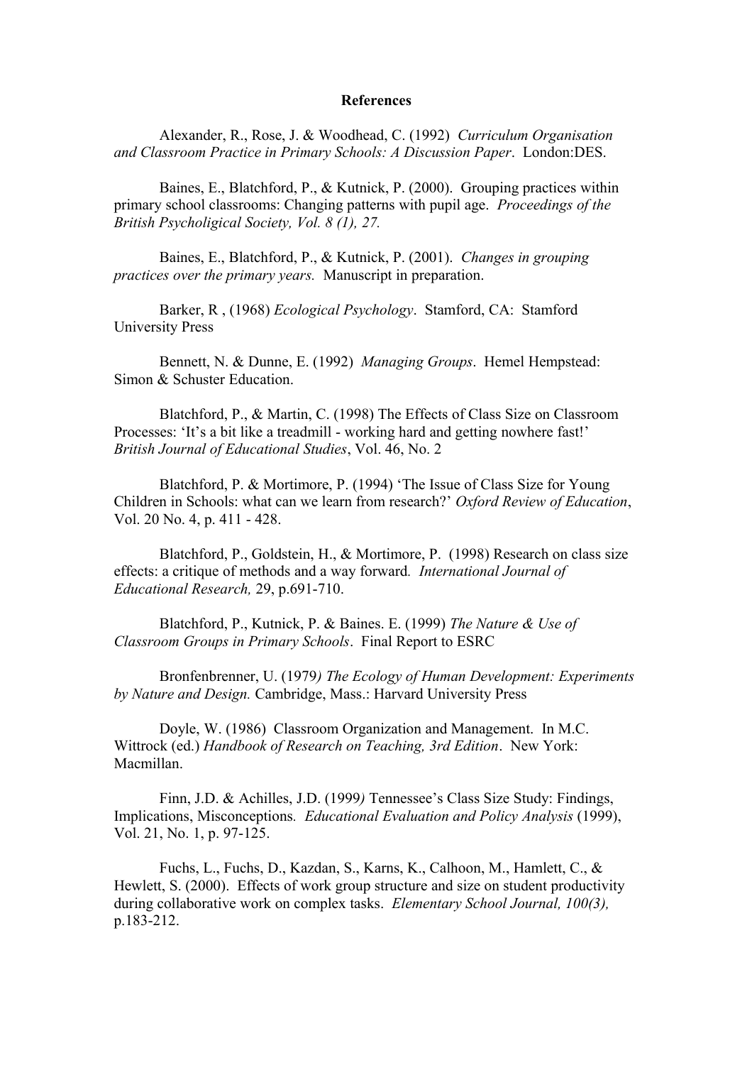**References**

Alexander, R., Rose, J. & Woodhead, C. (1992) *Curriculum Organisation and Classroom Practice in Primary Schools: A Discussion Paper*. London:DES.

Baines, E., Blatchford, P., & Kutnick, P. (2000). Grouping practices within primary school classrooms: Changing patterns with pupil age. *Proceedings of the British Psycholigical Society, Vol. 8 (1), 27.*

Baines, E., Blatchford, P., & Kutnick, P. (2001). *Changes in grouping practices over the primary years.* Manuscript in preparation.

Barker, R , (1968) *Ecological Psychology*. Stamford, CA: Stamford University Press

Bennett, N. & Dunne, E. (1992) *Managing Groups*. Hemel Hempstead: Simon & Schuster Education.

Blatchford, P., & Martin, C. (1998) The Effects of Class Size on Classroom Processes: 'It's a bit like a treadmill - working hard and getting nowhere fast!' *British Journal of Educational Studies*, Vol. 46, No. 2

Blatchford, P. & Mortimore, P. (1994) 'The Issue of Class Size for Young Children in Schools: what can we learn from research?' *Oxford Review of Education*, Vol. 20 No. 4, p. 411 - 428.

Blatchford, P., Goldstein, H., & Mortimore, P. (1998) Research on class size effects: a critique of methods and a way forward*. International Journal of Educational Research,* 29, p.691-710.

Blatchford, P., Kutnick, P. & Baines. E. (1999) *The Nature & Use of Classroom Groups in Primary Schools*. Final Report to ESRC

Bronfenbrenner, U. (1979*) The Ecology of Human Development: Experiments by Nature and Design.* Cambridge, Mass.: Harvard University Press

Doyle, W. (1986) Classroom Organization and Management. In M.C. Wittrock (ed.) *Handbook of Research on Teaching, 3rd Edition*. New York: Macmillan.

Finn, J.D. & Achilles, J.D. (1999*)* Tennessee's Class Size Study: Findings, Implications, Misconceptions*. Educational Evaluation and Policy Analysis* (1999), Vol. 21, No. 1, p. 97-125.

Fuchs, L., Fuchs, D., Kazdan, S., Karns, K., Calhoon, M., Hamlett, C., & Hewlett, S. (2000). Effects of work group structure and size on student productivity during collaborative work on complex tasks. *Elementary School Journal, 100(3),* p.183-212.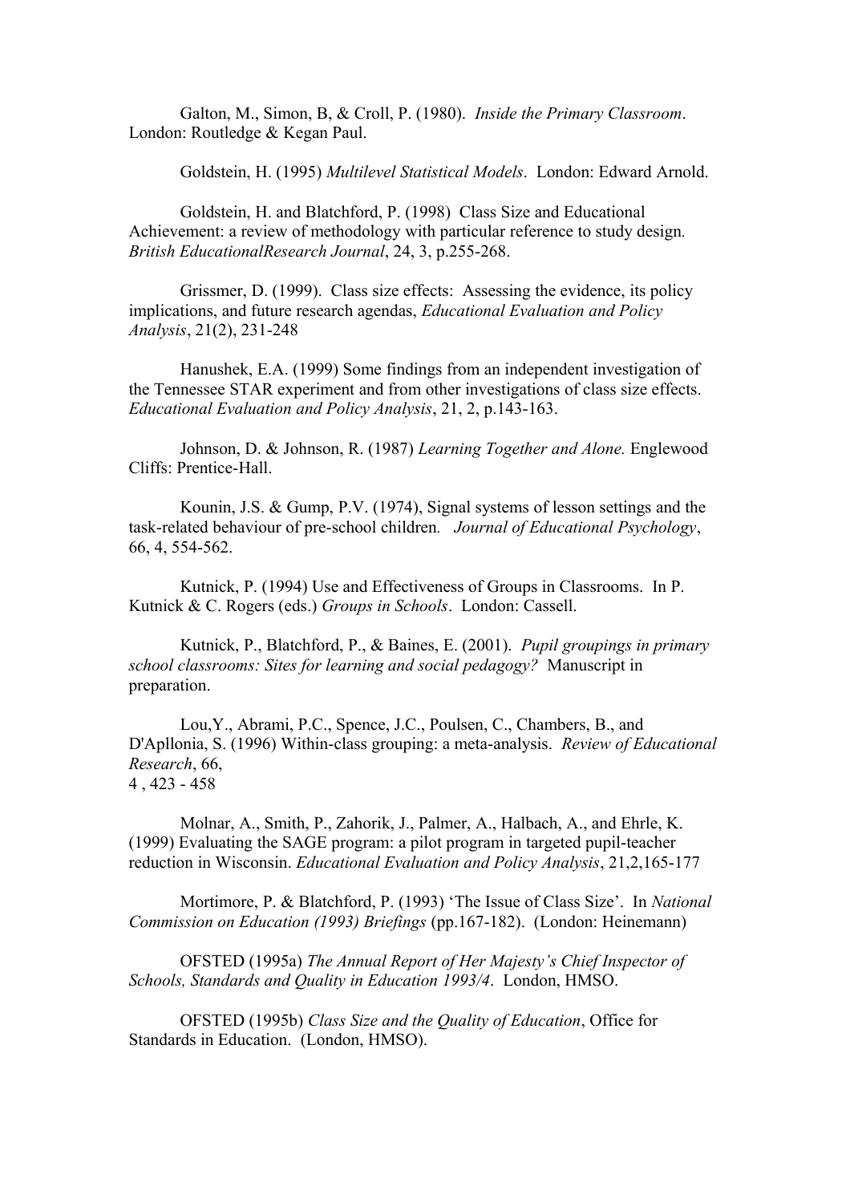Galton, M., Simon, B, & Croll, P. (1980). *Inside the Primary Classroom*. London: Routledge & Kegan Paul.

Goldstein, H. (1995) *Multilevel Statistical Models*. London: Edward Arnold.

Goldstein, H. and Blatchford, P. (1998) Class Size and Educational Achievement: a review of methodology with particular reference to study design. *British EducationalResearch Journal*, 24, 3, p.255-268.

Grissmer, D. (1999). Class size effects: Assessing the evidence, its policy implications, and future research agendas, *Educational Evaluation and Policy Analysis*, 21(2), 231-248

Hanushek, E.A. (1999) Some findings from an independent investigation of the Tennessee STAR experiment and from other investigations of class size effects. *Educational Evaluation and Policy Analysis*, 21, 2, p.143-163.

Johnson, D. & Johnson, R. (1987) *Learning Together and Alone.* Englewood Cliffs: Prentice-Hall.

Kounin, J.S. & Gump, P.V. (1974), Signal systems of lesson settings and the task-related behaviour of pre-school children. *Journal of Educational Psychology*, 66, 4, 554-562.

Kutnick, P. (1994) Use and Effectiveness of Groups in Classrooms. In P. Kutnick & C. Rogers (eds.) *Groups in Schools*. London: Cassell.

Kutnick, P., Blatchford, P., & Baines, E. (2001). *Pupil groupings in primary school classrooms: Sites for learning and social pedagogy?* Manuscript in preparation.

Lou,Y., Abrami, P.C., Spence, J.C., Poulsen, C., Chambers, B., and D'Apllonia, S. (1996) Within-class grouping: a meta-analysis. *Review of Educational Research*, 66,
4 , 423 - 458

Molnar, A., Smith, P., Zahorik, J., Palmer, A., Halbach, A., and Ehrle, K. (1999) Evaluating the SAGE program: a pilot program in targeted pupil-teacher reduction in Wisconsin. *Educational Evaluation and Policy Analysis*, 21,2,165-177

Mortimore, P. & Blatchford, P. (1993) 'The Issue of Class Size'. In *National Commission on Education (1993) Briefings* (pp.167-182). (London: Heinemann)

OFSTED (1995a) *The Annual Report of Her Majesty's Chief Inspector of Schools, Standards and Quality in Education 1993/4*. London, HMSO.

OFSTED (1995b) *Class Size and the Quality of Education*, Office for Standards in Education. (London, HMSO).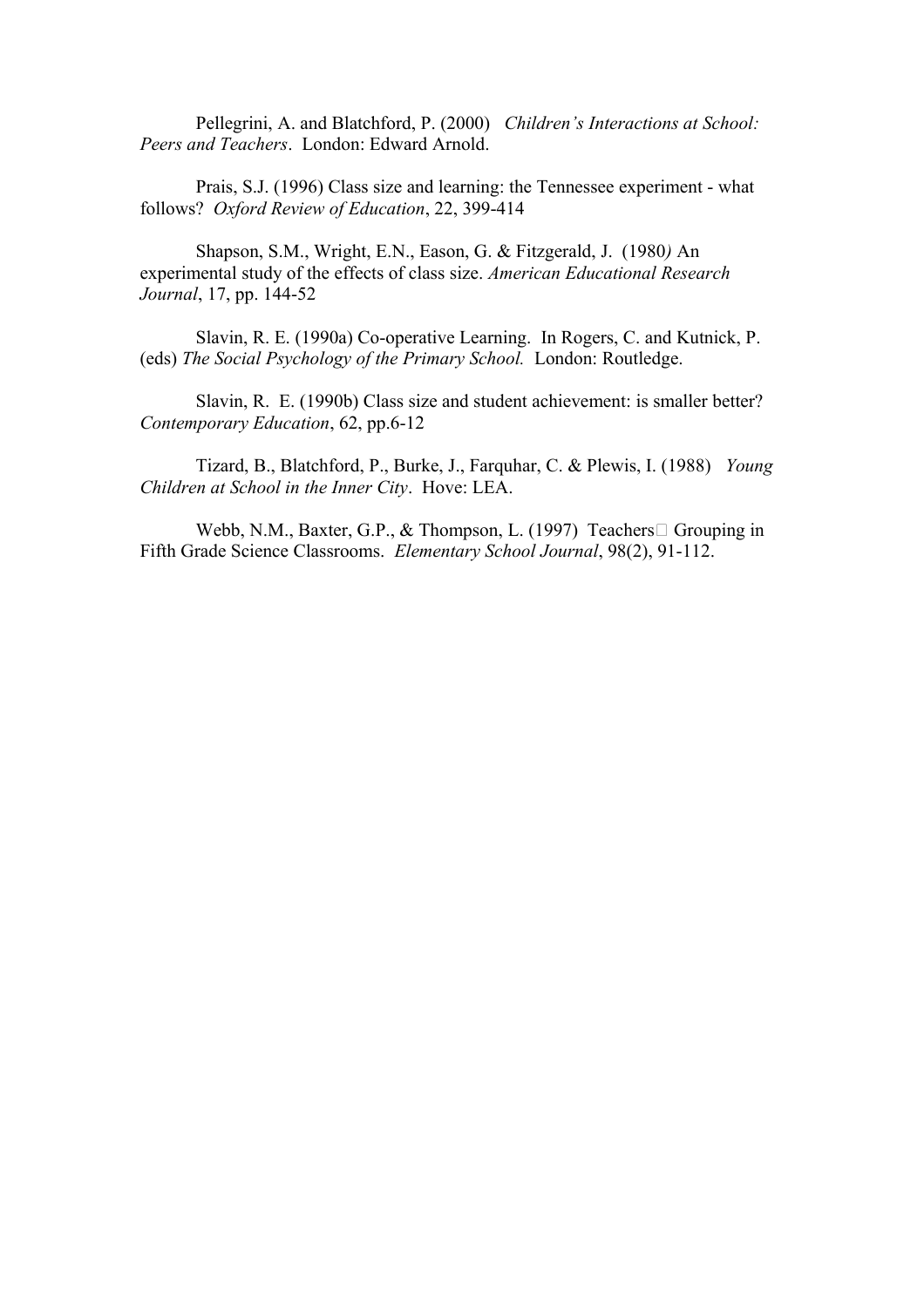Pellegrini, A. and Blatchford, P. (2000) *Children's Interactions at School: Peers and Teachers*. London: Edward Arnold.

Prais, S.J. (1996) Class size and learning: the Tennessee experiment - what follows? *Oxford Review of Education*, 22, 399-414

Shapson, S.M., Wright, E.N., Eason, G. & Fitzgerald, J. (1980) An experimental study of the effects of class size. *American Educational Research Journal*, 17, pp. 144-52

Slavin, R. E. (1990a) Co-operative Learning. In Rogers, C. and Kutnick, P. (eds) *The Social Psychology of the Primary School.* London: Routledge.

Slavin, R. E. (1990b) Class size and student achievement: is smaller better? *Contemporary Education*, 62, pp.6-12

Tizard, B., Blatchford, P., Burke, J., Farquhar, C. & Plewis, I. (1988) *Young Children at School in the Inner City*. Hove: LEA.

Webb, N.M., Baxter, G.P., & Thompson, L. (1997) Teachers' Grouping in Fifth Grade Science Classrooms. *Elementary School Journal*, 98(2), 91-112.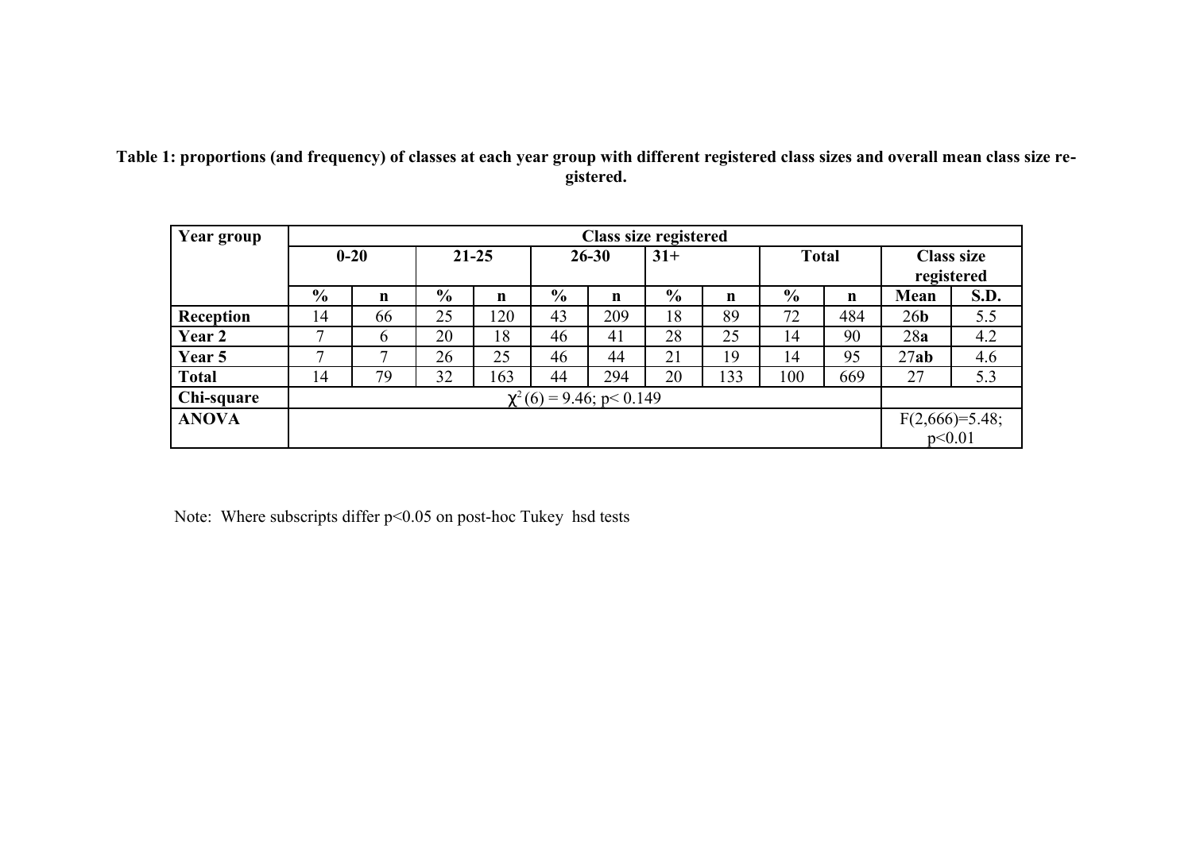**Table 1: proportions (and frequency) of classes at each year group with different registered class sizes and overall mean class size registered.**

| Year group | Class size registered | | | | | | | | | | | |
|---|---|---|---|---|---|---|---|---|---|---|---|---|
| | 0-20 | | 21-25 | | 26-30 | | 31+ | | Total | | Class size registered | |
| | % | n | % | n | % | n | % | n | % | n | Mean | S.D. |
| **Reception** | 14 | 66 | 25 | 120 | 43 | 209 | 18 | 89 | 72 | 484 | 26**b** | 5.5 |
| **Year 2** | 7 | 6 | 20 | 18 | 46 | 41 | 28 | 25 | 14 | 90 | 28**a** | 4.2 |
| **Year 5** | 7 | 7 | 26 | 25 | 46 | 44 | 21 | 19 | 14 | 95 | 27**ab** | 4.6 |
| **Total** | 14 | 79 | 32 | 163 | 44 | 294 | 20 | 133 | 100 | 669 | 27 | 5.3 |
| **Chi-square** | $\chi^2(6) = 9.46$; $p < 0.149$ | | | | | | | | | | | |
| **ANOVA** | | | | | | | | | | | $F(2,666)=5.48$; $p<0.01$ | |

Note: Where subscripts differ p<0.05 on post-hoc Tukey hsd tests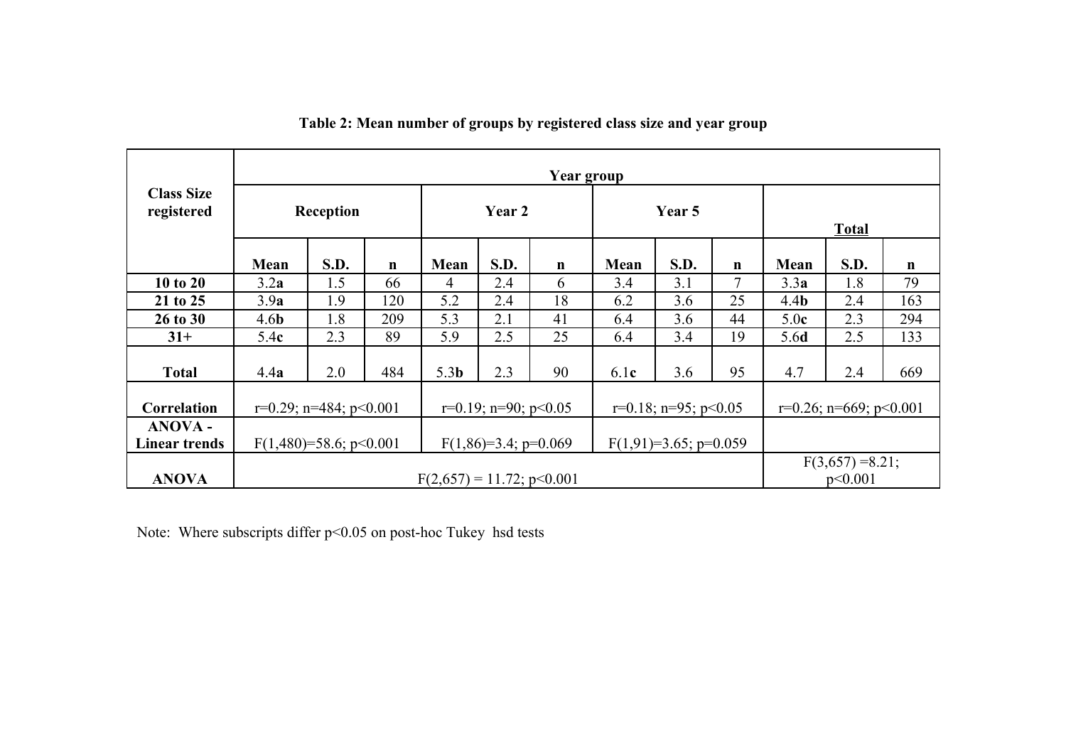**Table 2: Mean number of groups by registered class size and year group**

| Class Size registered | Year group | | | | | | | | | | | |
|---|---|---|---|---|---|---|---|---|---|---|---|---|
| | Reception | | | Year 2 | | | Year 5 | | | Total | | |
| | Mean | S.D. | n | Mean | S.D. | n | Mean | S.D. | n | Mean | S.D. | n |
| **10 to 20** | 3.2**a** | 1.5 | 66 | 4 | 2.4 | 6 | 3.4 | 3.1 | 7 | 3.3**a** | 1.8 | 79 |
| **21 to 25** | 3.9**a** | 1.9 | 120 | 5.2 | 2.4 | 18 | 6.2 | 3.6 | 25 | 4.4**b** | 2.4 | 163 |
| **26 to 30** | 4.6**b** | 1.8 | 209 | 5.3 | 2.1 | 41 | 6.4 | 3.6 | 44 | 5.0**c** | 2.3 | 294 |
| **31+** | 5.4**c** | 2.3 | 89 | 5.9 | 2.5 | 25 | 6.4 | 3.4 | 19 | 5.6**d** | 2.5 | 133 |
| **Total** | 4.4**a** | 2.0 | 484 | 5.3**b** | 2.3 | 90 | 6.1**c** | 3.6 | 95 | 4.7 | 2.4 | 669 |
| **Correlation** | $r=0.29$; $n=484$; $p<0.001$ | | | $r=0.19$; $n=90$; $p<0.05$ | | | $r=0.18$; $n=95$; $p<0.05$ | | | $r=0.26$; $n=669$; $p<0.001$ | | |
| **ANOVA - Linear trends** | $F(1,480)=58.6$; $p<0.001$ | | | $F(1,86)=3.4$; $p=0.069$ | | | $F(1,91)=3.65$; $p=0.059$ | | | | | |
| **ANOVA** | $F(2,657) = 11.72$; $p<0.001$ | | | | | | | | | $F(3,657) = 8.21$; $p<0.001$ | | |

Note: Where subscripts differ $p<0.05$ on post-hoc Tukey hsd tests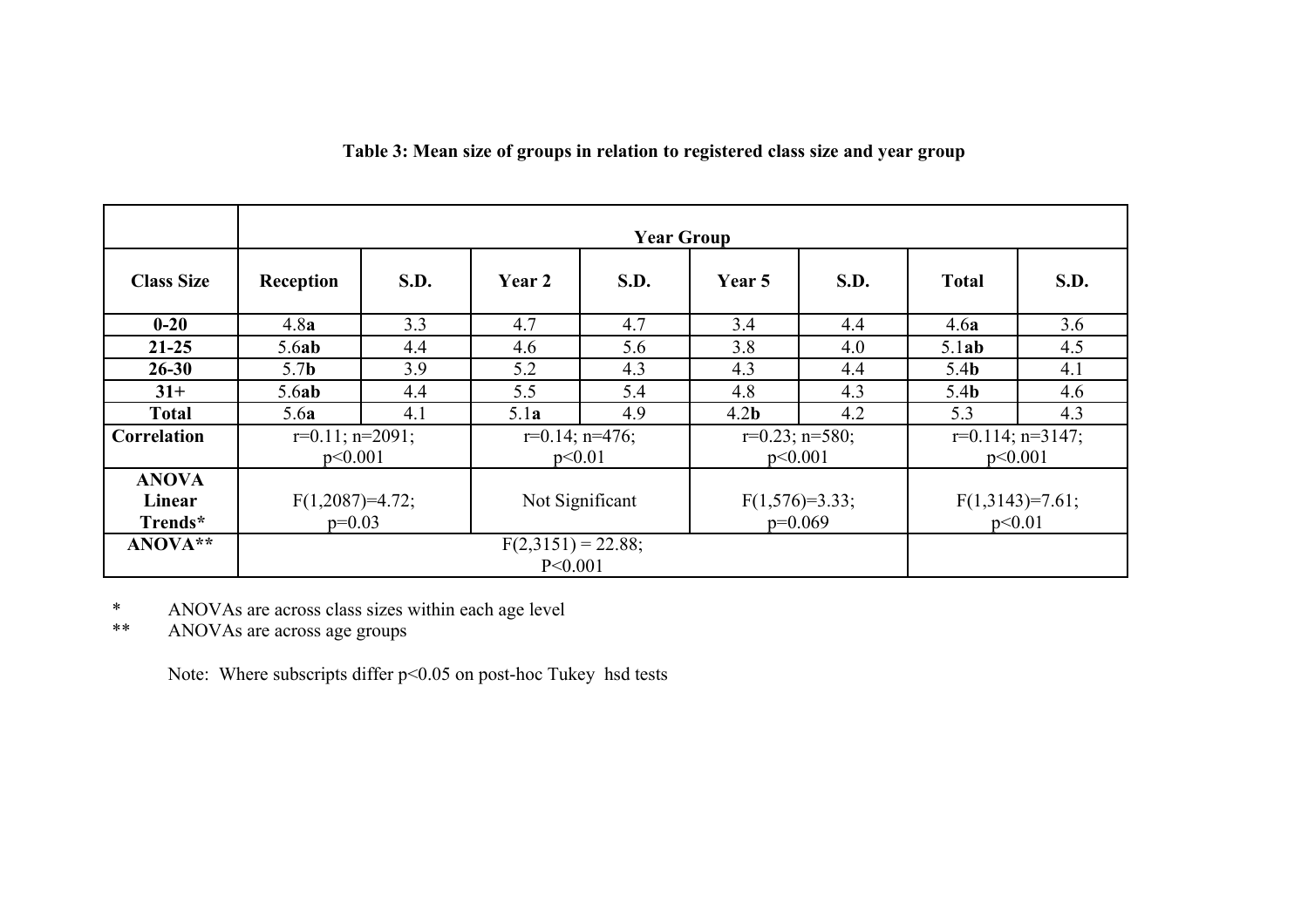**Table 3: Mean size of groups in relation to registered class size and year group**

| | Year Group | | | | | | | |
|---|---|---|---|---|---|---|---|---|
| **Class Size** | **Reception** | **S.D.** | **Year 2** | **S.D.** | **Year 5** | **S.D.** | **Total** | **S.D.** |
| **0-20** | 4.8**a** | 3.3 | 4.7 | 4.7 | 3.4 | 4.4 | 4.6**a** | 3.6 |
| **21-25** | 5.6**ab** | 4.4 | 4.6 | 5.6 | 3.8 | 4.0 | 5.1**ab** | 4.5 |
| **26-30** | 5.7**b** | 3.9 | 5.2 | 4.3 | 4.3 | 4.4 | 5.4**b** | 4.1 |
| **31+** | 5.6**ab** | 4.4 | 5.5 | 5.4 | 4.8 | 4.3 | 5.4**b** | 4.6 |
| **Total** | 5.6**a** | 4.1 | 5.1**a** | 4.9 | 4.2**b** | 4.2 | 5.3 | 4.3 |
| **Correlation** | $r=0.11$; $n=2091$; $p<0.001$ | | $r=0.14$; $n=476$; $p<0.01$ | | $r=0.23$; $n=580$; $p<0.001$ | | $r=0.114$; $n=3147$; $p<0.001$ | |
| **ANOVA Linear Trends*** | $F(1,2087)=4.72$; $p=0.03$ | | Not Significant | | $F(1,576)=3.33$; $p=0.069$ | | $F(1,3143)=7.61$; $p<0.01$ | |
| **ANOVA**** | $F(2,3151) = 22.88$; $P<0.001$ | | | | | | | |

\* ANOVAs are across class sizes within each age level

\** ANOVAs are across age groups

Note: Where subscripts differ $p<0.05$ on post-hoc Tukey hsd tests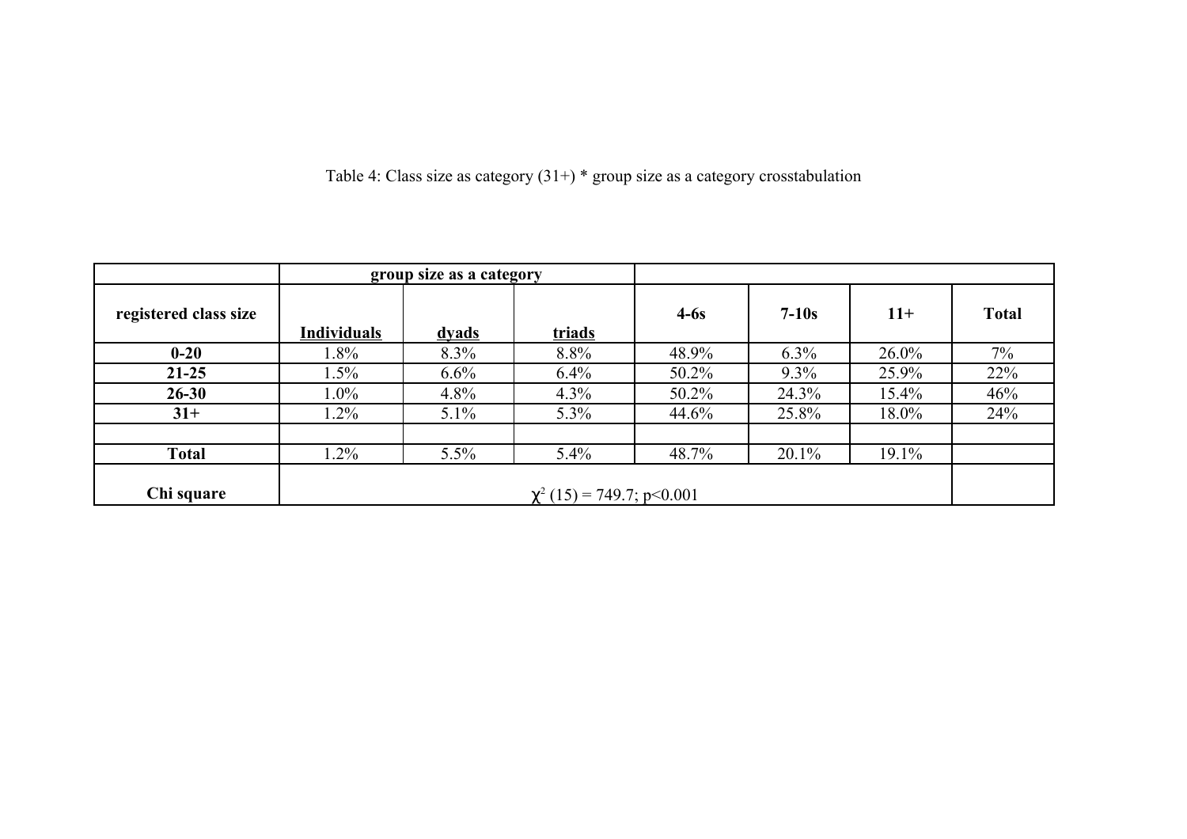Table 4: Class size as category (31+) * group size as a category crosstabulation

| | group size as a category | | | | | | |
|---|---|---|---|---|---|---|---|
| **registered class size** | **Individuals** | **dyads** | **triads** | **4-6s** | **7-10s** | **11+** | **Total** |
| **0-20** | 1.8% | 8.3% | 8.8% | 48.9% | 6.3% | 26.0% | 7% |
| **21-25** | 1.5% | 6.6% | 6.4% | 50.2% | 9.3% | 25.9% | 22% |
| **26-30** | 1.0% | 4.8% | 4.3% | 50.2% | 24.3% | 15.4% | 46% |
| **31+** | 1.2% | 5.1% | 5.3% | 44.6% | 25.8% | 18.0% | 24% |
| | | | | | | | |
| **Total** | 1.2% | 5.5% | 5.4% | 48.7% | 20.1% | 19.1% | |
| **Chi square** | $\chi^2$ (15) = 749.7; $p<0.001$ | | | | | | |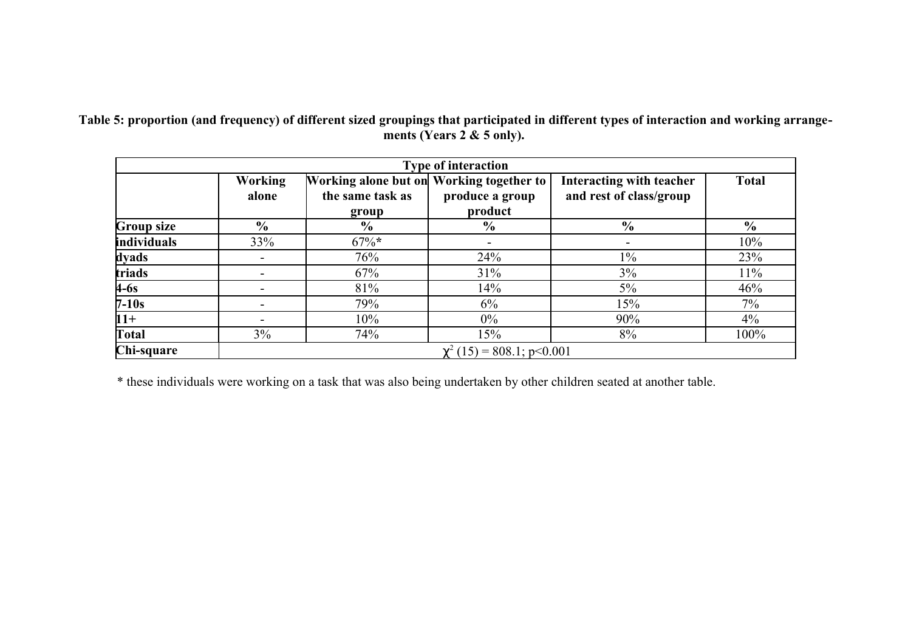**Table 5: proportion (and frequency) of different sized groupings that participated in different types of interaction and working arrangements (Years 2 & 5 only).**

| | Type of interaction | | | | |
|---|---|---|---|---|---|
| | Working alone | Working alone but on the same task as group | Working together to produce a group product | Interacting with teacher and rest of class/group | Total |
| **Group size** | % | % | % | % | % |
| **individuals** | 33% | 67%* | - | - | 10% |
| **dyads** | - | 76% | 24% | 1% | 23% |
| **triads** | - | 67% | 31% | 3% | 11% |
| **4-6s** | - | 81% | 14% | 5% | 46% |
| **7-10s** | - | 79% | 6% | 15% | 7% |
| **11+** | - | 10% | 0% | 90% | 4% |
| **Total** | 3% | 74% | 15% | 8% | 100% |
| **Chi-square** | $\chi^2$ (15) = 808.1; $p<0.001$ | | | | |

\* these individuals were working on a task that was also being undertaken by other children seated at another table.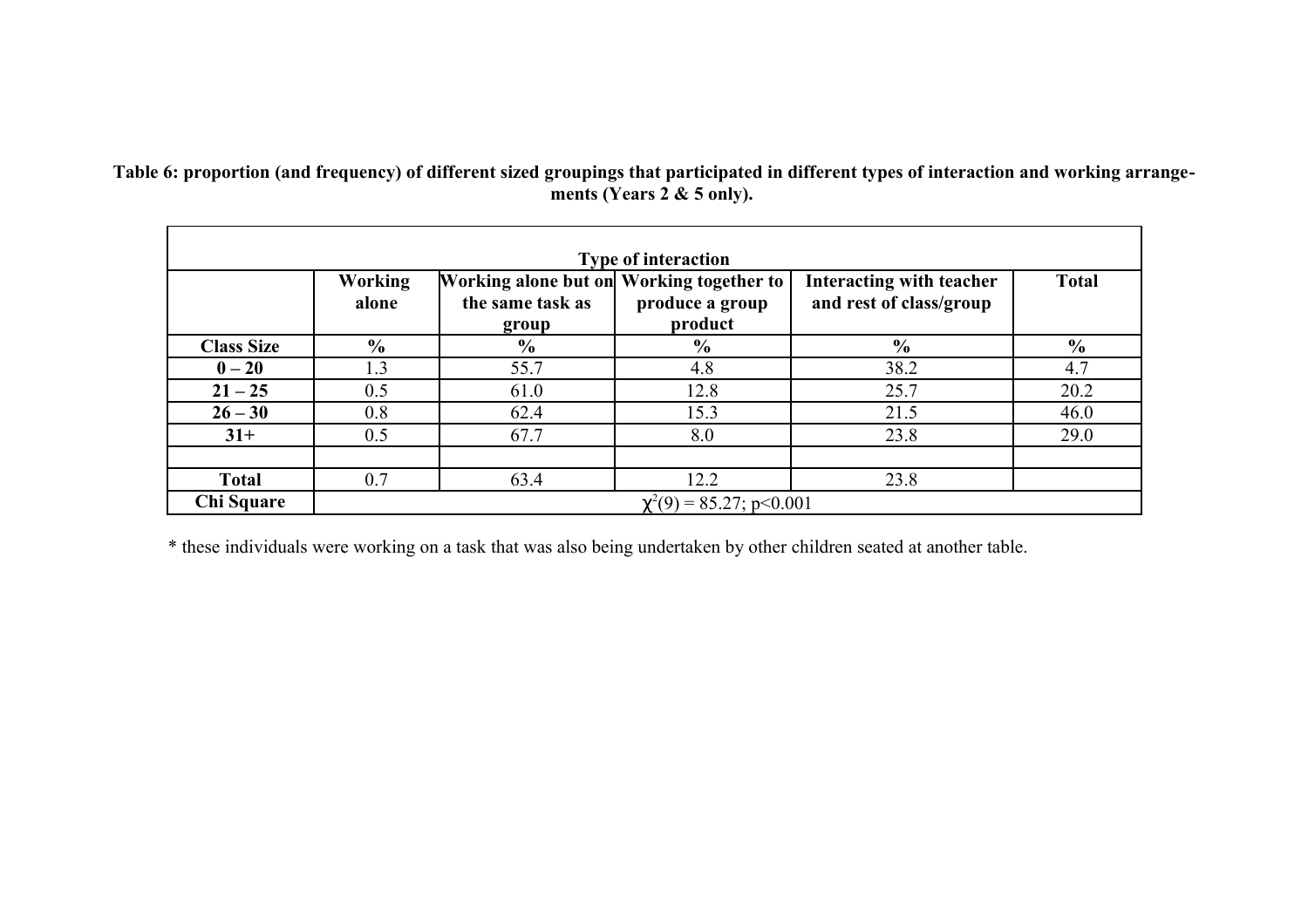**Table 6: proportion (and frequency) of different sized groupings that participated in different types of interaction and working arrangements (Years 2 & 5 only).**

| | Type of interaction | | | | |
|---|---|---|---|---|---|
| | **Working alone** | **Working alone but on the same task as group** | **Working together to produce a group product** | **Interacting with teacher and rest of class/group** | **Total** |
| **Class Size** | **%** | **%** | **%** | **%** | **%** |
| **0 – 20** | 1.3 | 55.7 | 4.8 | 38.2 | 4.7 |
| **21 – 25** | 0.5 | 61.0 | 12.8 | 25.7 | 20.2 |
| **26 – 30** | 0.8 | 62.4 | 15.3 | 21.5 | 46.0 |
| **31+** | 0.5 | 67.7 | 8.0 | 23.8 | 29.0 |
| | | | | | |
| **Total** | 0.7 | 63.4 | 12.2 | 23.8 | |
| **Chi Square** | $\chi^2(9) = 85.27$; $p<0.001$ | | | | |

* these individuals were working on a task that was also being undertaken by other children seated at another table.